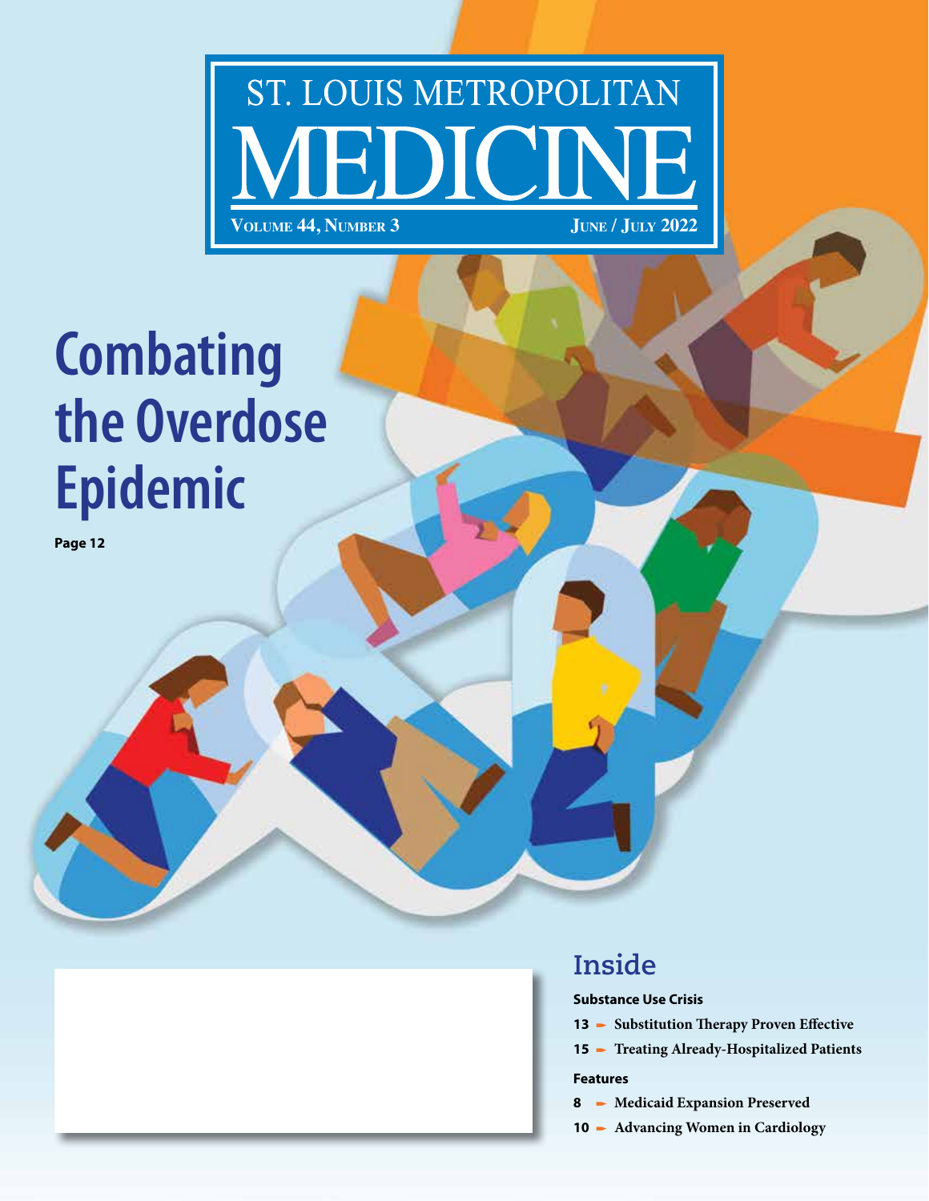# ST. LOUIS METROPOLITAN MEDICINE

VOLUME 44, NUMBER 3 JUNE / JULY 2022

# Combating the Overdose Epidemic

Page 12

## Inside

**Substance Use Crisis**

- 13 ➡ Substitution Therapy Proven Effective
- 15 ➡ Treating Already-Hospitalized Patients

**Features**

- 8 ➡ Medicaid Expansion Preserved
- 10 ➡ Advancing Women in Cardiology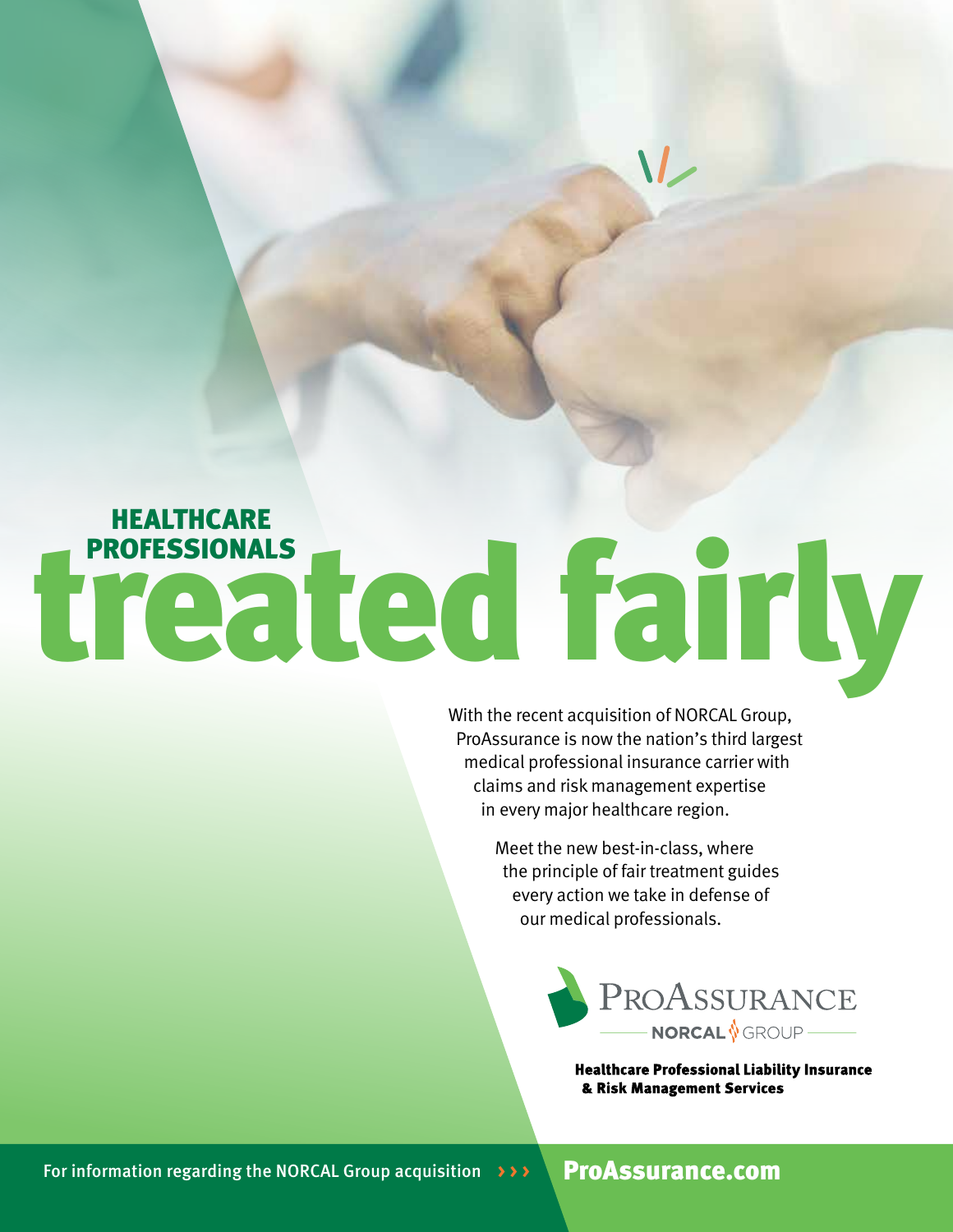## HEALTHCARE PROFESSIONALS

# treated fairly

With the recent acquisition of NORCAL Group, ProAssurance is now the nation's third largest medical professional insurance carrier with claims and risk management expertise in every major healthcare region.

Meet the new best-in-class, where the principle of fair treatment guides every action we take in defense of our medical professionals.

ProAssurance
NORCAL GROUP

**Healthcare Professional Liability Insurance & Risk Management Services**

For information regarding the NORCAL Group acquisition ››› **ProAssurance.com**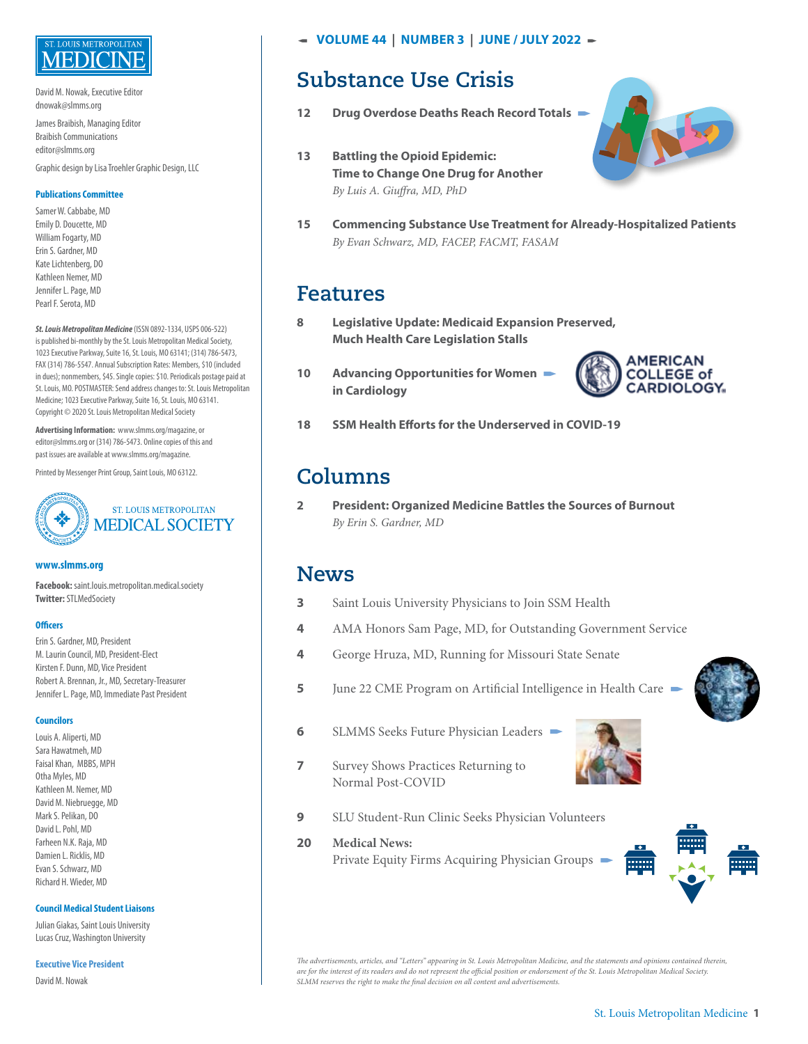ST. LOUIS METROPOLITAN MEDICINE

David M. Nowak, Executive Editor
dnowak@slmms.org

James Braibish, Managing Editor
Braibish Communications
editor@slmms.org

Graphic design by Lisa Troehler Graphic Design, LLC

**Publications Committee**

Samer W. Cabbabe, MD
Emily D. Doucette, MD
William Fogarty, MD
Erin S. Gardner, MD
Kate Lichtenberg, DO
Kathleen Nemer, MD
Jennifer L. Page, MD
Pearl F. Serota, MD

***St. Louis Metropolitan Medicine*** (ISSN 0892-1334, USPS 006-522) is published bi-monthly by the St. Louis Metropolitan Medical Society, 1023 Executive Parkway, Suite 16, St. Louis, MO 63141; (314) 786-5473, FAX (314) 786-5547. Annual Subscription Rates: Members, $10 (included in dues); nonmembers, $45. Single copies: $10. Periodicals postage paid at St. Louis, MO. POSTMASTER: Send address changes to: St. Louis Metropolitan Medicine; 1023 Executive Parkway, Suite 16, St. Louis, MO 63141. Copyright © 2020 St. Louis Metropolitan Medical Society

**Advertising Information:** www.slmms.org/magazine, or editor@slmms.org or (314) 786-5473. Online copies of this and past issues are available at www.slmms.org/magazine.

Printed by Messenger Print Group, Saint Louis, MO 63122.

ST. LOUIS METROPOLITAN MEDICAL SOCIETY

**www.slmms.org**

**Facebook:** saint.louis.metropolitan.medical.society
**Twitter:** STLMedSociety

**Officers**

Erin S. Gardner, MD, President
M. Laurin Council, MD, President-Elect
Kirsten F. Dunn, MD, Vice President
Robert A. Brennan, Jr., MD, Secretary-Treasurer
Jennifer L. Page, MD, Immediate Past President

**Councilors**

Louis A. Aliperti, MD
Sara Hawatmeh, MD
Faisal Khan, MBBS, MPH
Otha Myles, MD
Kathleen M. Nemer, MD
David M. Niebruegge, MD
Mark S. Pelikan, DO
David L. Pohl, MD
Farheen N.K. Raja, MD
Damien L. Ricklis, MD
Evan S. Schwarz, MD
Richard H. Wieder, MD

**Council Medical Student Liaisons**

Julian Giakas, Saint Louis University
Lucas Cruz, Washington University

**Executive Vice President**

David M. Nowak

**VOLUME 44 | NUMBER 3 | JUNE / JULY 2022**

# Substance Use Crisis

**12** **Drug Overdose Deaths Reach Record Totals**

**13** **Battling the Opioid Epidemic: Time to Change One Drug for Another**
*By Luis A. Giuffra, MD, PhD*

**15** **Commencing Substance Use Treatment for Already-Hospitalized Patients**
*By Evan Schwarz, MD, FACEP, FACMT, FASAM*

# Features

**8** **Legislative Update: Medicaid Expansion Preserved, Much Health Care Legislation Stalls**

**10** **Advancing Opportunities for Women in Cardiology**

AMERICAN COLLEGE of CARDIOLOGY

**18** **SSM Health Efforts for the Underserved in COVID-19**

# Columns

**2** **President: Organized Medicine Battles the Sources of Burnout**
*By Erin S. Gardner, MD*

# News

**3** Saint Louis University Physicians to Join SSM Health

**4** AMA Honors Sam Page, MD, for Outstanding Government Service

**4** George Hruza, MD, Running for Missouri State Senate

**5** June 22 CME Program on Artificial Intelligence in Health Care

**6** SLMMS Seeks Future Physician Leaders

**7** Survey Shows Practices Returning to Normal Post-COVID

**9** SLU Student-Run Clinic Seeks Physician Volunteers

**20** **Medical News:**
Private Equity Firms Acquiring Physician Groups

*The advertisements, articles, and "Letters" appearing in St. Louis Metropolitan Medicine, and the statements and opinions contained therein, are for the interest of its readers and do not represent the official position or endorsement of the St. Louis Metropolitan Medical Society. SLMM reserves the right to make the final decision on all content and advertisements.*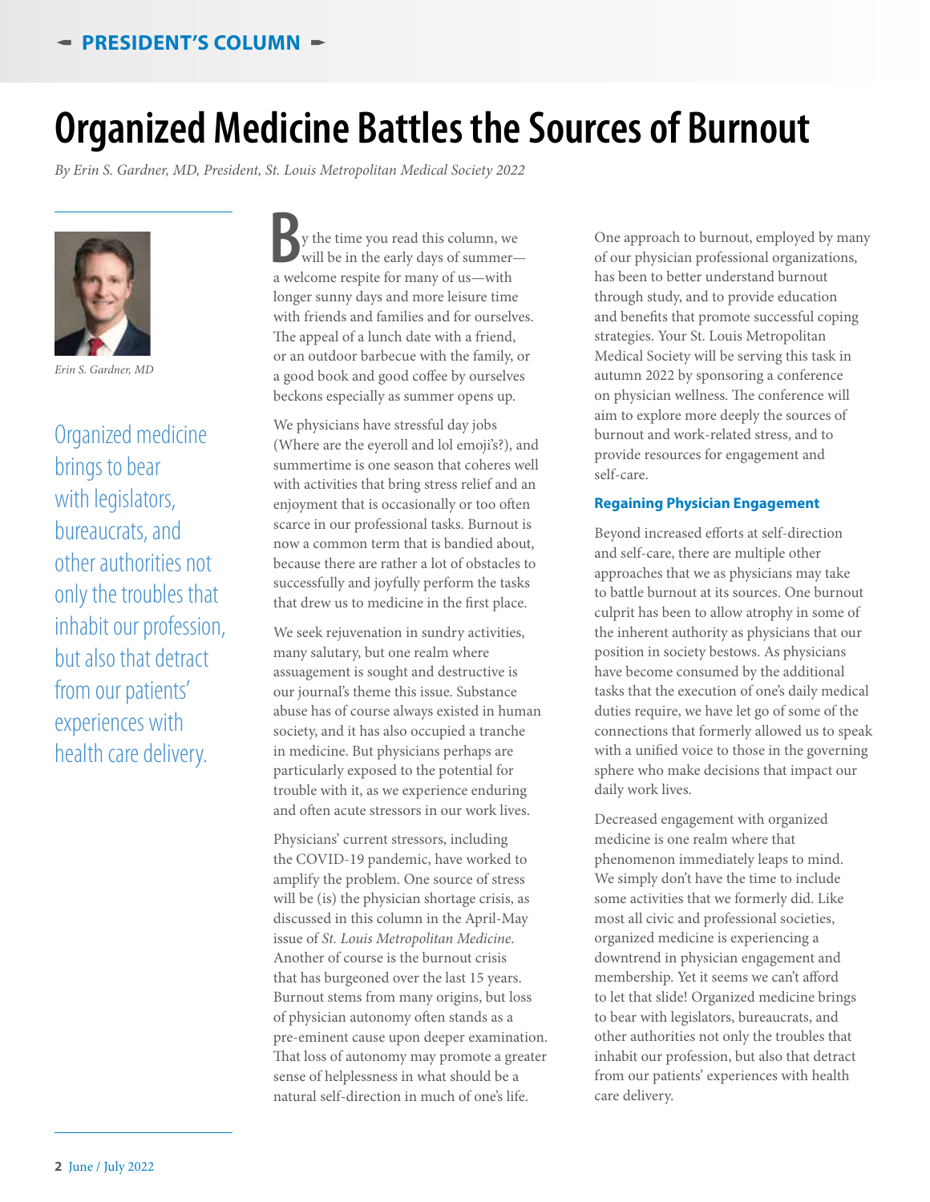# Organized Medicine Battles the Sources of Burnout

*By Erin S. Gardner, MD, President, St. Louis Metropolitan Medical Society 2022*

*Erin S. Gardner, MD*

> Organized medicine brings to bear with legislators, bureaucrats, and other authorities not only the troubles that inhabit our profession, but also that detract from our patients' experiences with health care delivery.

By the time you read this column, we will be in the early days of summer—a welcome respite for many of us—with longer sunny days and more leisure time with friends and families and for ourselves. The appeal of a lunch date with a friend, or an outdoor barbecue with the family, or a good book and good coffee by ourselves beckons especially as summer opens up.

We physicians have stressful day jobs (Where are the eyeroll and lol emoji's?), and summertime is one season that coheres well with activities that bring stress relief and an enjoyment that is occasionally or too often scarce in our professional tasks. Burnout is now a common term that is bandied about, because there are rather a lot of obstacles to successfully and joyfully perform the tasks that drew us to medicine in the first place.

We seek rejuvenation in sundry activities, many salutary, but one realm where assuagement is sought and destructive is our journal's theme this issue. Substance abuse has of course always existed in human society, and it has also occupied a tranche in medicine. But physicians perhaps are particularly exposed to the potential for trouble with it, as we experience enduring and often acute stressors in our work lives.

Physicians' current stressors, including the COVID-19 pandemic, have worked to amplify the problem. One source of stress will be (is) the physician shortage crisis, as discussed in this column in the April-May issue of *St. Louis Metropolitan Medicine*. Another of course is the burnout crisis that has burgeoned over the last 15 years. Burnout stems from many origins, but loss of physician autonomy often stands as a pre-eminent cause upon deeper examination. That loss of autonomy may promote a greater sense of helplessness in what should be a natural self-direction in much of one's life.

One approach to burnout, employed by many of our physician professional organizations, has been to better understand burnout through study, and to provide education and benefits that promote successful coping strategies. Your St. Louis Metropolitan Medical Society will be serving this task in autumn 2022 by sponsoring a conference on physician wellness. The conference will aim to explore more deeply the sources of burnout and work-related stress, and to provide resources for engagement and self-care.

## Regaining Physician Engagement

Beyond increased efforts at self-direction and self-care, there are multiple other approaches that we as physicians may take to battle burnout at its sources. One burnout culprit has been to allow atrophy in some of the inherent authority as physicians that our position in society bestows. As physicians have become consumed by the additional tasks that the execution of one's daily medical duties require, we have let go of some of the connections that formerly allowed us to speak with a unified voice to those in the governing sphere who make decisions that impact our daily work lives.

Decreased engagement with organized medicine is one realm where that phenomenon immediately leaps to mind. We simply don't have the time to include some activities that we formerly did. Like most all civic and professional societies, organized medicine is experiencing a downtrend in physician engagement and membership. Yet it seems we can't afford to let that slide! Organized medicine brings to bear with legislators, bureaucrats, and other authorities not only the troubles that inhabit our profession, but also that detract from our patients' experiences with health care delivery.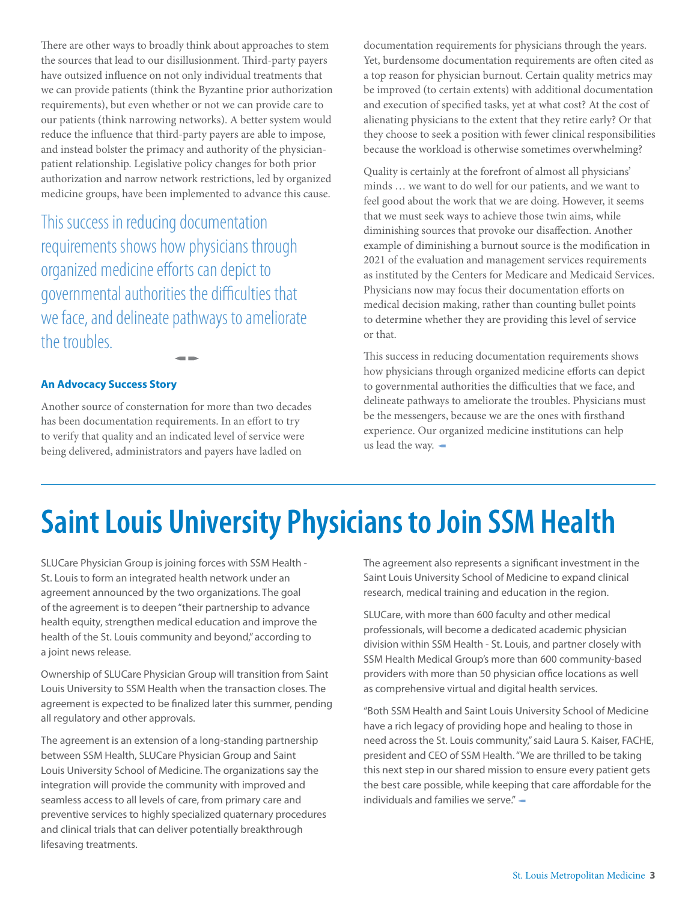There are other ways to broadly think about approaches to stem the sources that lead to our disillusionment. Third-party payers have outsized influence on not only individual treatments that we can provide patients (think the Byzantine prior authorization requirements), but even whether or not we can provide care to our patients (think narrowing networks). A better system would reduce the influence that third-party payers are able to impose, and instead bolster the primacy and authority of the physician-patient relationship. Legislative policy changes for both prior authorization and narrow network restrictions, led by organized medicine groups, have been implemented to advance this cause.

> This success in reducing documentation requirements shows how physicians through organized medicine efforts can depict to governmental authorities the difficulties that we face, and delineate pathways to ameliorate the troubles.

### An Advocacy Success Story

Another source of consternation for more than two decades has been documentation requirements. In an effort to try to verify that quality and an indicated level of service were being delivered, administrators and payers have ladled on documentation requirements for physicians through the years. Yet, burdensome documentation requirements are often cited as a top reason for physician burnout. Certain quality metrics may be improved (to certain extents) with additional documentation and execution of specified tasks, yet at what cost? At the cost of alienating physicians to the extent that they retire early? Or that they choose to seek a position with fewer clinical responsibilities because the workload is otherwise sometimes overwhelming?

Quality is certainly at the forefront of almost all physicians' minds … we want to do well for our patients, and we want to feel good about the work that we are doing. However, it seems that we must seek ways to achieve those twin aims, while diminishing sources that provoke our disaffection. Another example of diminishing a burnout source is the modification in 2021 of the evaluation and management services requirements as instituted by the Centers for Medicare and Medicaid Services. Physicians now may focus their documentation efforts on medical decision making, rather than counting bullet points to determine whether they are providing this level of service or that.

This success in reducing documentation requirements shows how physicians through organized medicine efforts can depict to governmental authorities the difficulties that we face, and delineate pathways to ameliorate the troubles. Physicians must be the messengers, because we are the ones with firsthand experience. Our organized medicine institutions can help us lead the way.

# Saint Louis University Physicians to Join SSM Health

SLUCare Physician Group is joining forces with SSM Health - St. Louis to form an integrated health network under an agreement announced by the two organizations. The goal of the agreement is to deepen "their partnership to advance health equity, strengthen medical education and improve the health of the St. Louis community and beyond," according to a joint news release.

Ownership of SLUCare Physician Group will transition from Saint Louis University to SSM Health when the transaction closes. The agreement is expected to be finalized later this summer, pending all regulatory and other approvals.

The agreement is an extension of a long-standing partnership between SSM Health, SLUCare Physician Group and Saint Louis University School of Medicine. The organizations say the integration will provide the community with improved and seamless access to all levels of care, from primary care and preventive services to highly specialized quaternary procedures and clinical trials that can deliver potentially breakthrough lifesaving treatments.

The agreement also represents a significant investment in the Saint Louis University School of Medicine to expand clinical research, medical training and education in the region.

SLUCare, with more than 600 faculty and other medical professionals, will become a dedicated academic physician division within SSM Health - St. Louis, and partner closely with SSM Health Medical Group's more than 600 community-based providers with more than 50 physician office locations as well as comprehensive virtual and digital health services.

"Both SSM Health and Saint Louis University School of Medicine have a rich legacy of providing hope and healing to those in need across the St. Louis community," said Laura S. Kaiser, FACHE, president and CEO of SSM Health. "We are thrilled to be taking this next step in our shared mission to ensure every patient gets the best care possible, while keeping that care affordable for the individuals and families we serve."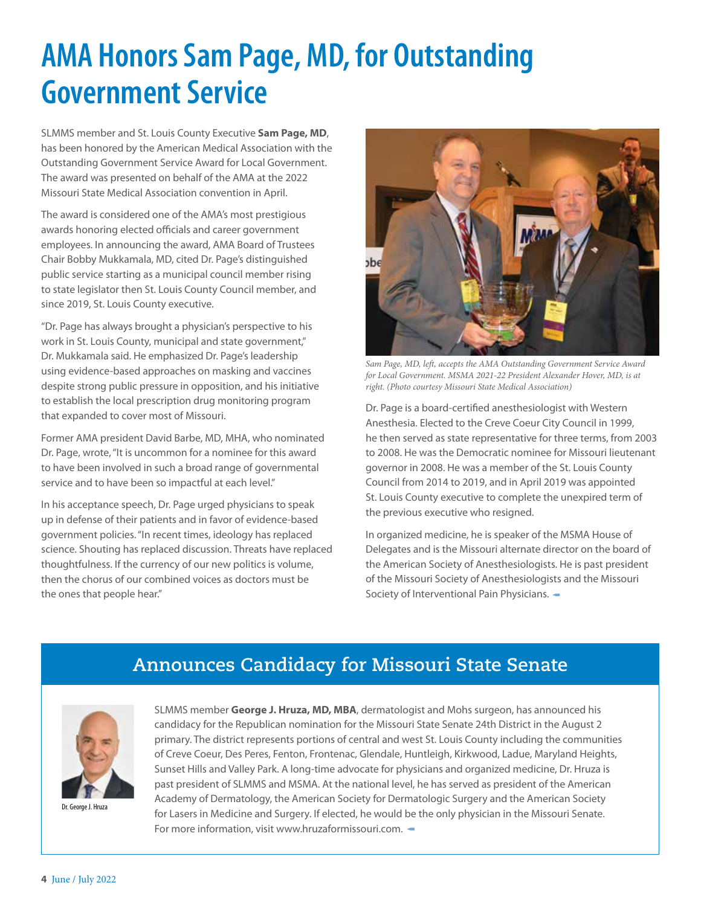# AMA Honors Sam Page, MD, for Outstanding Government Service

SLMMS member and St. Louis County Executive **Sam Page, MD**, has been honored by the American Medical Association with the Outstanding Government Service Award for Local Government. The award was presented on behalf of the AMA at the 2022 Missouri State Medical Association convention in April.

The award is considered one of the AMA's most prestigious awards honoring elected officials and career government employees. In announcing the award, AMA Board of Trustees Chair Bobby Mukkamala, MD, cited Dr. Page's distinguished public service starting as a municipal council member rising to state legislator then St. Louis County Council member, and since 2019, St. Louis County executive.

"Dr. Page has always brought a physician's perspective to his work in St. Louis County, municipal and state government," Dr. Mukkamala said. He emphasized Dr. Page's leadership using evidence-based approaches on masking and vaccines despite strong public pressure in opposition, and his initiative to establish the local prescription drug monitoring program that expanded to cover most of Missouri.

Former AMA president David Barbe, MD, MHA, who nominated Dr. Page, wrote, "It is uncommon for a nominee for this award to have been involved in such a broad range of governmental service and to have been so impactful at each level."

In his acceptance speech, Dr. Page urged physicians to speak up in defense of their patients and in favor of evidence-based government policies. "In recent times, ideology has replaced science. Shouting has replaced discussion. Threats have replaced thoughtfulness. If the currency of our new politics is volume, then the chorus of our combined voices as doctors must be the ones that people hear."

*Sam Page, MD, left, accepts the AMA Outstanding Government Service Award for Local Government. MSMA 2021-22 President Alexander Hover, MD, is at right. (Photo courtesy Missouri State Medical Association)*

Dr. Page is a board-certified anesthesiologist with Western Anesthesia. Elected to the Creve Coeur City Council in 1999, he then served as state representative for three terms, from 2003 to 2008. He was the Democratic nominee for Missouri lieutenant governor in 2008. He was a member of the St. Louis County Council from 2014 to 2019, and in April 2019 was appointed St. Louis County executive to complete the unexpired term of the previous executive who resigned.

In organized medicine, he is speaker of the MSMA House of Delegates and is the Missouri alternate director on the board of the American Society of Anesthesiologists. He is past president of the Missouri Society of Anesthesiologists and the Missouri Society of Interventional Pain Physicians.

## Announces Candidacy for Missouri State Senate

Dr. George J. Hruza

SLMMS member **George J. Hruza, MD, MBA**, dermatologist and Mohs surgeon, has announced his candidacy for the Republican nomination for the Missouri State Senate 24th District in the August 2 primary. The district represents portions of central and west St. Louis County including the communities of Creve Coeur, Des Peres, Fenton, Frontenac, Glendale, Huntleigh, Kirkwood, Ladue, Maryland Heights, Sunset Hills and Valley Park. A long-time advocate for physicians and organized medicine, Dr. Hruza is past president of SLMMS and MSMA. At the national level, he has served as president of the American Academy of Dermatology, the American Society for Dermatologic Surgery and the American Society for Lasers in Medicine and Surgery. If elected, he would be the only physician in the Missouri Senate. For more information, visit www.hruzaformissouri.com.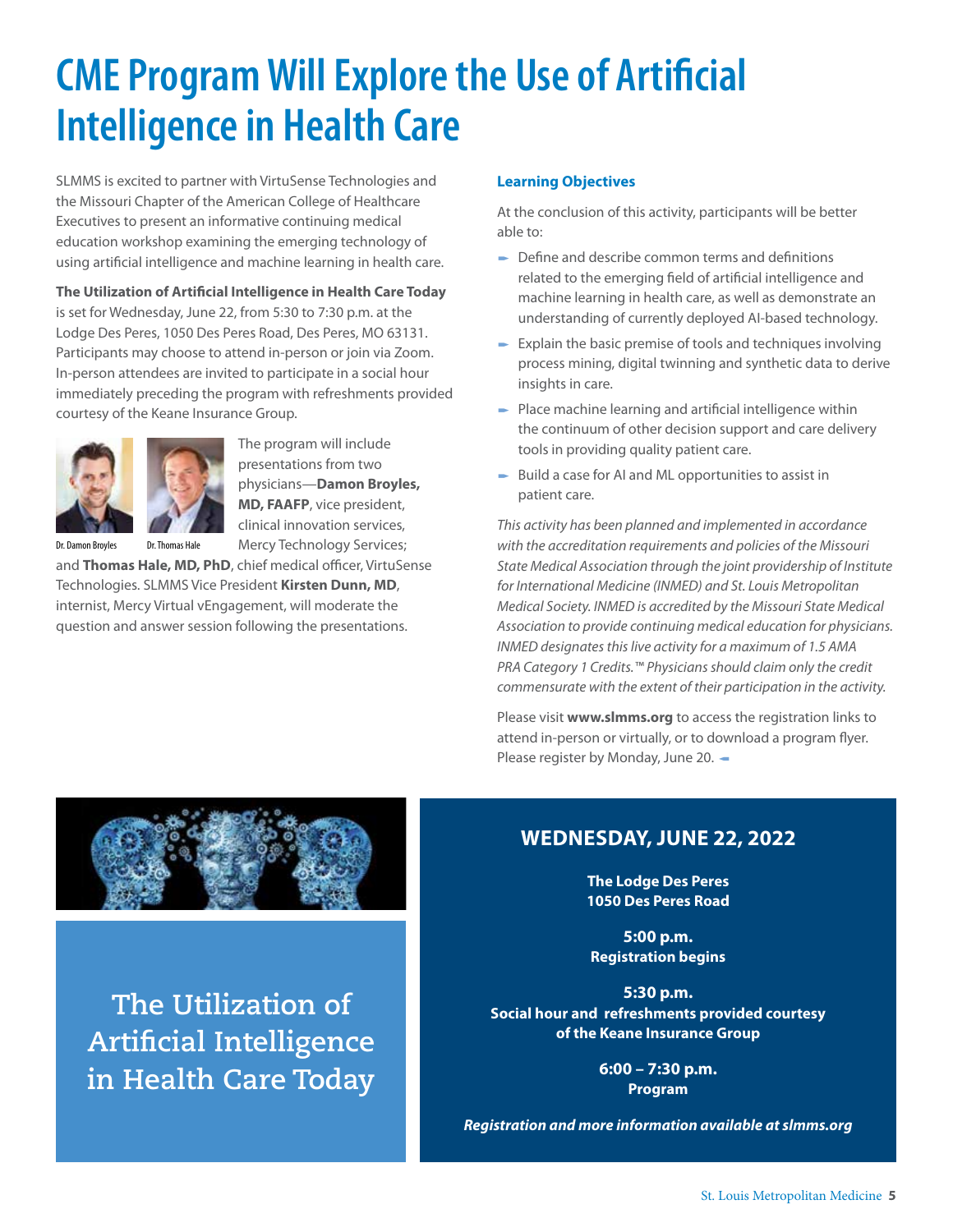# CME Program Will Explore the Use of Artificial Intelligence in Health Care

SLMMS is excited to partner with VirtuSense Technologies and the Missouri Chapter of the American College of Healthcare Executives to present an informative continuing medical education workshop examining the emerging technology of using artificial intelligence and machine learning in health care.

**The Utilization of Artificial Intelligence in Health Care Today** is set for Wednesday, June 22, from 5:30 to 7:30 p.m. at the Lodge Des Peres, 1050 Des Peres Road, Des Peres, MO 63131. Participants may choose to attend in-person or join via Zoom. In-person attendees are invited to participate in a social hour immediately preceding the program with refreshments provided courtesy of the Keane Insurance Group.

Dr. Damon Broyles

Dr. Thomas Hale

The program will include presentations from two physicians—**Damon Broyles, MD, FAAFP**, vice president, clinical innovation services, Mercy Technology Services; and **Thomas Hale, MD, PhD**, chief medical officer, VirtuSense Technologies. SLMMS Vice President **Kirsten Dunn, MD**, internist, Mercy Virtual vEngagement, will moderate the question and answer session following the presentations.

### Learning Objectives

At the conclusion of this activity, participants will be better able to:

- Define and describe common terms and definitions related to the emerging field of artificial intelligence and machine learning in health care, as well as demonstrate an understanding of currently deployed AI-based technology.
- Explain the basic premise of tools and techniques involving process mining, digital twinning and synthetic data to derive insights in care.
- Place machine learning and artificial intelligence within the continuum of other decision support and care delivery tools in providing quality patient care.
- Build a case for AI and ML opportunities to assist in patient care.

*This activity has been planned and implemented in accordance with the accreditation requirements and policies of the Missouri State Medical Association through the joint providership of Institute for International Medicine (INMED) and St. Louis Metropolitan Medical Society. INMED is accredited by the Missouri State Medical Association to provide continuing medical education for physicians. INMED designates this live activity for a maximum of 1.5 AMA PRA Category 1 Credits.™ Physicians should claim only the credit commensurate with the extent of their participation in the activity.*

Please visit **www.slmms.org** to access the registration links to attend in-person or virtually, or to download a program flyer. Please register by Monday, June 20.

## The Utilization of Artificial Intelligence in Health Care Today

**WEDNESDAY, JUNE 22, 2022**

**The Lodge Des Peres**
**1050 Des Peres Road**

**5:00 p.m.**
**Registration begins**

**5:30 p.m.**
**Social hour and refreshments provided courtesy of the Keane Insurance Group**

**6:00 – 7:30 p.m.**
**Program**

***Registration and more information available at slmms.org***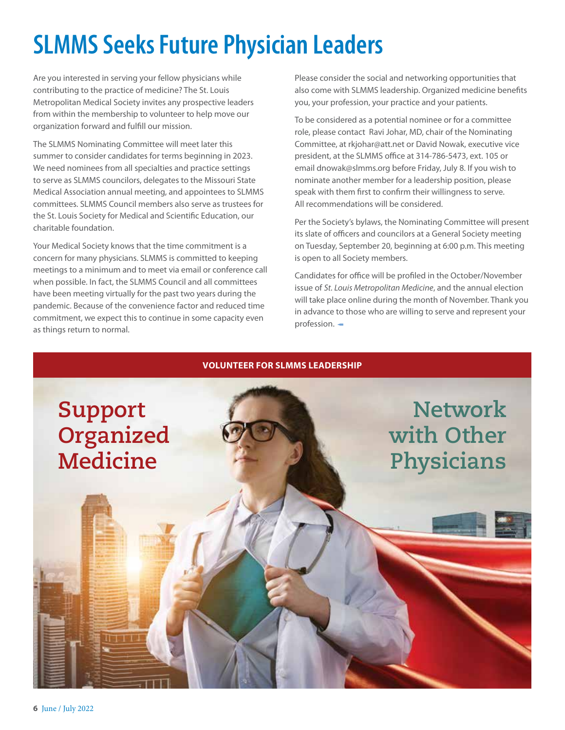# SLMMS Seeks Future Physician Leaders

Are you interested in serving your fellow physicians while contributing to the practice of medicine? The St. Louis Metropolitan Medical Society invites any prospective leaders from within the membership to volunteer to help move our organization forward and fulfill our mission.

The SLMMS Nominating Committee will meet later this summer to consider candidates for terms beginning in 2023. We need nominees from all specialties and practice settings to serve as SLMMS councilors, delegates to the Missouri State Medical Association annual meeting, and appointees to SLMMS committees. SLMMS Council members also serve as trustees for the St. Louis Society for Medical and Scientific Education, our charitable foundation.

Your Medical Society knows that the time commitment is a concern for many physicians. SLMMS is committed to keeping meetings to a minimum and to meet via email or conference call when possible. In fact, the SLMMS Council and all committees have been meeting virtually for the past two years during the pandemic. Because of the convenience factor and reduced time commitment, we expect this to continue in some capacity even as things return to normal.

Please consider the social and networking opportunities that also come with SLMMS leadership. Organized medicine benefits you, your profession, your practice and your patients.

To be considered as a potential nominee or for a committee role, please contact Ravi Johar, MD, chair of the Nominating Committee, at rkjohar@att.net or David Nowak, executive vice president, at the SLMMS office at 314-786-5473, ext. 105 or email dnowak@slmms.org before Friday, July 8. If you wish to nominate another member for a leadership position, please speak with them first to confirm their willingness to serve. All recommendations will be considered.

Per the Society's bylaws, the Nominating Committee will present its slate of officers and councilors at a General Society meeting on Tuesday, September 20, beginning at 6:00 p.m. This meeting is open to all Society members.

Candidates for office will be profiled in the October/November issue of *St. Louis Metropolitan Medicine*, and the annual election will take place online during the month of November. Thank you in advance to those who are willing to serve and represent your profession.

**VOLUNTEER FOR SLMMS LEADERSHIP**

Support Organized Medicine

Network with Other Physicians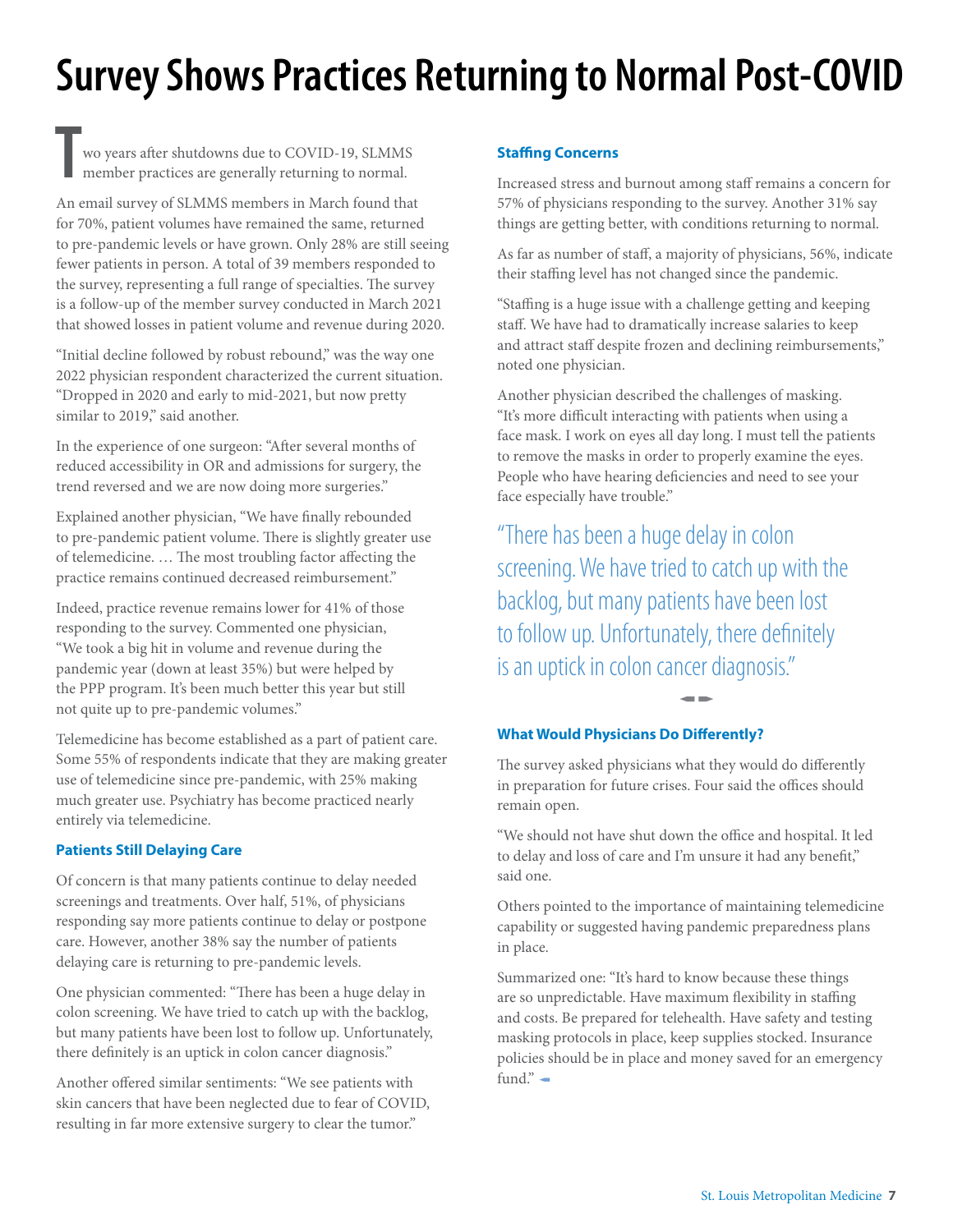# Survey Shows Practices Returning to Normal Post-COVID

Two years after shutdowns due to COVID-19, SLMMS member practices are generally returning to normal.

An email survey of SLMMS members in March found that for 70%, patient volumes have remained the same, returned to pre-pandemic levels or have grown. Only 28% are still seeing fewer patients in person. A total of 39 members responded to the survey, representing a full range of specialties. The survey is a follow-up of the member survey conducted in March 2021 that showed losses in patient volume and revenue during 2020.

"Initial decline followed by robust rebound," was the way one 2022 physician respondent characterized the current situation. "Dropped in 2020 and early to mid-2021, but now pretty similar to 2019," said another.

In the experience of one surgeon: "After several months of reduced accessibility in OR and admissions for surgery, the trend reversed and we are now doing more surgeries."

Explained another physician, "We have finally rebounded to pre-pandemic patient volume. There is slightly greater use of telemedicine. … The most troubling factor affecting the practice remains continued decreased reimbursement."

Indeed, practice revenue remains lower for 41% of those responding to the survey. Commented one physician, "We took a big hit in volume and revenue during the pandemic year (down at least 35%) but were helped by the PPP program. It's been much better this year but still not quite up to pre-pandemic volumes."

Telemedicine has become established as a part of patient care. Some 55% of respondents indicate that they are making greater use of telemedicine since pre-pandemic, with 25% making much greater use. Psychiatry has become practiced nearly entirely via telemedicine.

### Patients Still Delaying Care

Of concern is that many patients continue to delay needed screenings and treatments. Over half, 51%, of physicians responding say more patients continue to delay or postpone care. However, another 38% say the number of patients delaying care is returning to pre-pandemic levels.

One physician commented: "There has been a huge delay in colon screening. We have tried to catch up with the backlog, but many patients have been lost to follow up. Unfortunately, there definitely is an uptick in colon cancer diagnosis."

Another offered similar sentiments: "We see patients with skin cancers that have been neglected due to fear of COVID, resulting in far more extensive surgery to clear the tumor."

### Staffing Concerns

Increased stress and burnout among staff remains a concern for 57% of physicians responding to the survey. Another 31% say things are getting better, with conditions returning to normal.

As far as number of staff, a majority of physicians, 56%, indicate their staffing level has not changed since the pandemic.

"Staffing is a huge issue with a challenge getting and keeping staff. We have had to dramatically increase salaries to keep and attract staff despite frozen and declining reimbursements," noted one physician.

Another physician described the challenges of masking. "It's more difficult interacting with patients when using a face mask. I work on eyes all day long. I must tell the patients to remove the masks in order to properly examine the eyes. People who have hearing deficiencies and need to see your face especially have trouble."

> "There has been a huge delay in colon screening. We have tried to catch up with the backlog, but many patients have been lost to follow up. Unfortunately, there definitely is an uptick in colon cancer diagnosis."

### What Would Physicians Do Differently?

The survey asked physicians what they would do differently in preparation for future crises. Four said the offices should remain open.

"We should not have shut down the office and hospital. It led to delay and loss of care and I'm unsure it had any benefit," said one.

Others pointed to the importance of maintaining telemedicine capability or suggested having pandemic preparedness plans in place.

Summarized one: "It's hard to know because these things are so unpredictable. Have maximum flexibility in staffing and costs. Be prepared for telehealth. Have safety and testing masking protocols in place, keep supplies stocked. Insurance policies should be in place and money saved for an emergency fund."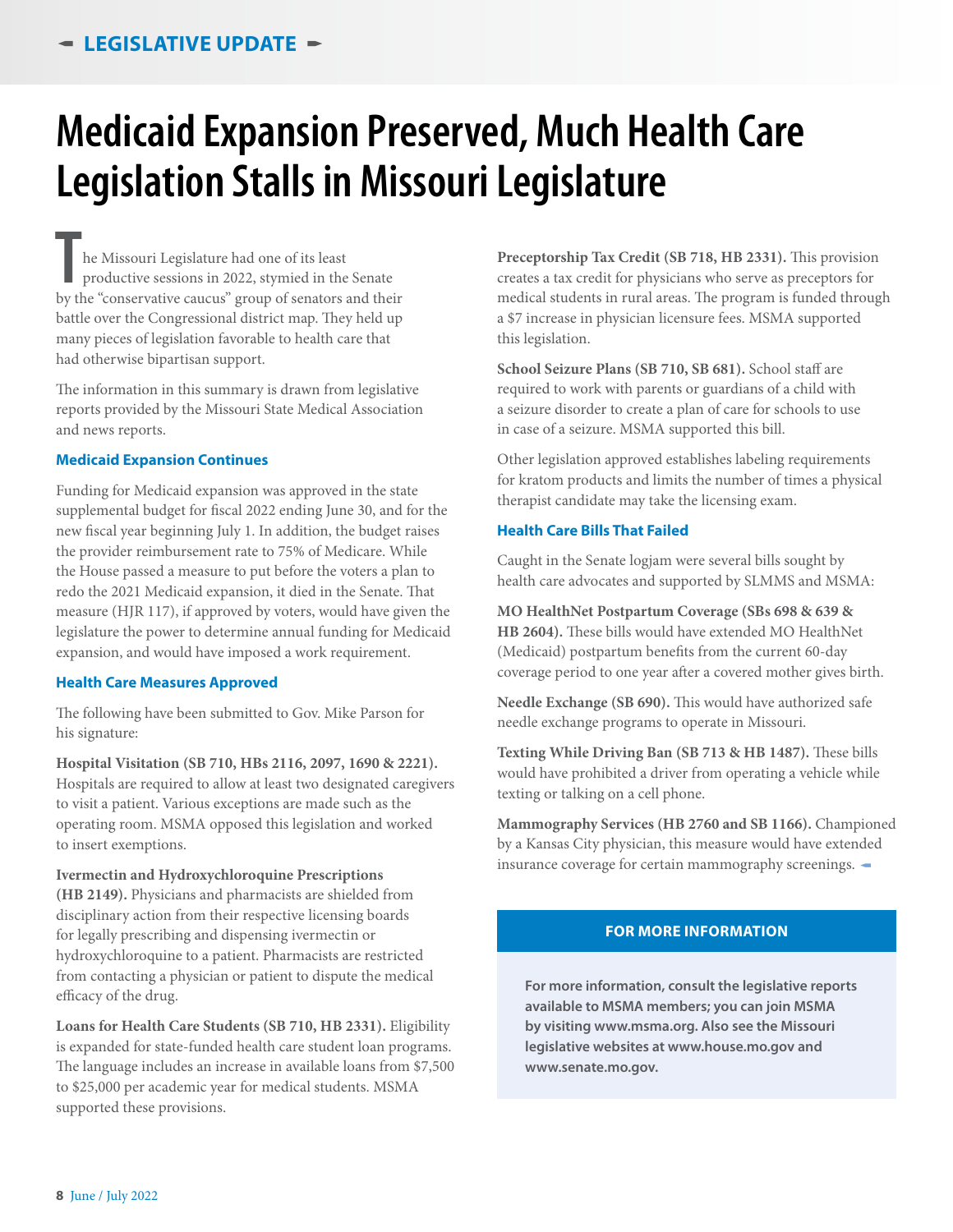# Medicaid Expansion Preserved, Much Health Care Legislation Stalls in Missouri Legislature

The Missouri Legislature had one of its least productive sessions in 2022, stymied in the Senate by the "conservative caucus" group of senators and their battle over the Congressional district map. They held up many pieces of legislation favorable to health care that had otherwise bipartisan support.

The information in this summary is drawn from legislative reports provided by the Missouri State Medical Association and news reports.

### Medicaid Expansion Continues

Funding for Medicaid expansion was approved in the state supplemental budget for fiscal 2022 ending June 30, and for the new fiscal year beginning July 1. In addition, the budget raises the provider reimbursement rate to 75% of Medicare. While the House passed a measure to put before the voters a plan to redo the 2021 Medicaid expansion, it died in the Senate. That measure (HJR 117), if approved by voters, would have given the legislature the power to determine annual funding for Medicaid expansion, and would have imposed a work requirement.

### Health Care Measures Approved

The following have been submitted to Gov. Mike Parson for his signature:

**Hospital Visitation (SB 710, HBs 2116, 2097, 1690 & 2221).** Hospitals are required to allow at least two designated caregivers to visit a patient. Various exceptions are made such as the operating room. MSMA opposed this legislation and worked to insert exemptions.

**Ivermectin and Hydroxychloroquine Prescriptions (HB 2149).** Physicians and pharmacists are shielded from disciplinary action from their respective licensing boards for legally prescribing and dispensing ivermectin or hydroxychloroquine to a patient. Pharmacists are restricted from contacting a physician or patient to dispute the medical efficacy of the drug.

**Loans for Health Care Students (SB 710, HB 2331).** Eligibility is expanded for state-funded health care student loan programs. The language includes an increase in available loans from $7,500 to $25,000 per academic year for medical students. MSMA supported these provisions.

**Preceptorship Tax Credit (SB 718, HB 2331).** This provision creates a tax credit for physicians who serve as preceptors for medical students in rural areas. The program is funded through a $7 increase in physician licensure fees. MSMA supported this legislation.

**School Seizure Plans (SB 710, SB 681).** School staff are required to work with parents or guardians of a child with a seizure disorder to create a plan of care for schools to use in case of a seizure. MSMA supported this bill.

Other legislation approved establishes labeling requirements for kratom products and limits the number of times a physical therapist candidate may take the licensing exam.

### Health Care Bills That Failed

Caught in the Senate logjam were several bills sought by health care advocates and supported by SLMMS and MSMA:

**MO HealthNet Postpartum Coverage (SBs 698 & 639 & HB 2604).** These bills would have extended MO HealthNet (Medicaid) postpartum benefits from the current 60-day coverage period to one year after a covered mother gives birth.

**Needle Exchange (SB 690).** This would have authorized safe needle exchange programs to operate in Missouri.

**Texting While Driving Ban (SB 713 & HB 1487).** These bills would have prohibited a driver from operating a vehicle while texting or talking on a cell phone.

**Mammography Services (HB 2760 and SB 1166).** Championed by a Kansas City physician, this measure would have extended insurance coverage for certain mammography screenings.

### FOR MORE INFORMATION

**For more information, consult the legislative reports available to MSMA members; you can join MSMA by visiting www.msma.org. Also see the Missouri legislative websites at www.house.mo.gov and www.senate.mo.gov.**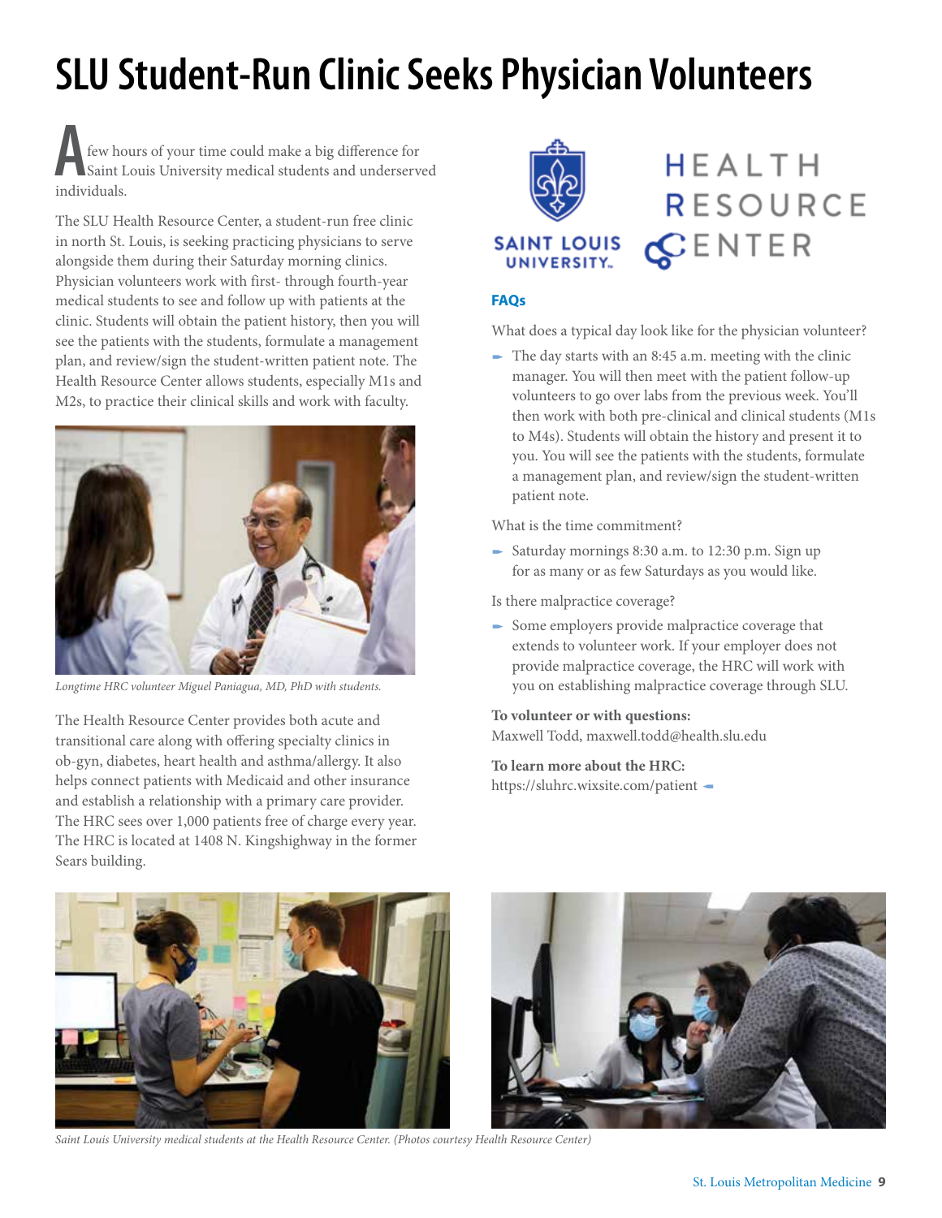# SLU Student-Run Clinic Seeks Physician Volunteers

A few hours of your time could make a big difference for Saint Louis University medical students and underserved individuals.

The SLU Health Resource Center, a student-run free clinic in north St. Louis, is seeking practicing physicians to serve alongside them during their Saturday morning clinics. Physician volunteers work with first- through fourth-year medical students to see and follow up with patients at the clinic. Students will obtain the patient history, then you will see the patients with the students, formulate a management plan, and review/sign the student-written patient note. The Health Resource Center allows students, especially M1s and M2s, to practice their clinical skills and work with faculty.

*Longtime HRC volunteer Miguel Paniagua, MD, PhD with students.*

The Health Resource Center provides both acute and transitional care along with offering specialty clinics in ob-gyn, diabetes, heart health and asthma/allergy. It also helps connect patients with Medicaid and other insurance and establish a relationship with a primary care provider. The HRC sees over 1,000 patients free of charge every year. The HRC is located at 1408 N. Kingshighway in the former Sears building.

SAINT LOUIS UNIVERSITY HEALTH RESOURCE CENTER

## FAQs

What does a typical day look like for the physician volunteer?

- The day starts with an 8:45 a.m. meeting with the clinic manager. You will then meet with the patient follow-up volunteers to go over labs from the previous week. You'll then work with both pre-clinical and clinical students (M1s to M4s). Students will obtain the history and present it to you. You will see the patients with the students, formulate a management plan, and review/sign the student-written patient note.

What is the time commitment?

- Saturday mornings 8:30 a.m. to 12:30 p.m. Sign up for as many or as few Saturdays as you would like.

Is there malpractice coverage?

- Some employers provide malpractice coverage that extends to volunteer work. If your employer does not provide malpractice coverage, the HRC will work with you on establishing malpractice coverage through SLU.

**To volunteer or with questions:**
Maxwell Todd, maxwell.todd@health.slu.edu

**To learn more about the HRC:**
https://sluhrc.wixsite.com/patient

*Saint Louis University medical students at the Health Resource Center. (Photos courtesy Health Resource Center)*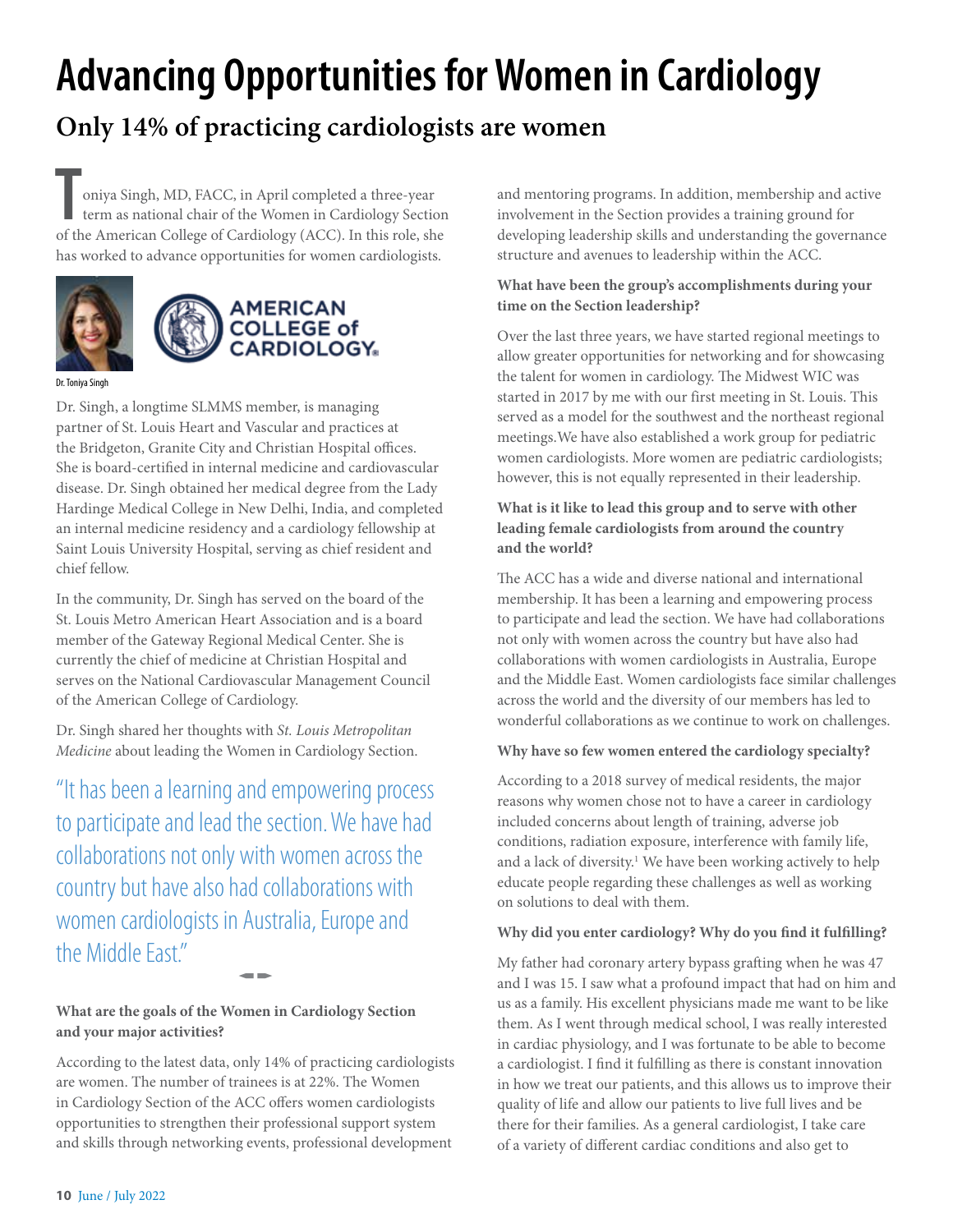# Advancing Opportunities for Women in Cardiology

## Only 14% of practicing cardiologists are women

Toniya Singh, MD, FACC, in April completed a three-year term as national chair of the Women in Cardiology Section of the American College of Cardiology (ACC). In this role, she has worked to advance opportunities for women cardiologists.

Dr. Toniya Singh

Dr. Singh, a longtime SLMMS member, is managing partner of St. Louis Heart and Vascular and practices at the Bridgeton, Granite City and Christian Hospital offices. She is board-certified in internal medicine and cardiovascular disease. Dr. Singh obtained her medical degree from the Lady Hardinge Medical College in New Delhi, India, and completed an internal medicine residency and a cardiology fellowship at Saint Louis University Hospital, serving as chief resident and chief fellow.

In the community, Dr. Singh has served on the board of the St. Louis Metro American Heart Association and is a board member of the Gateway Regional Medical Center. She is currently the chief of medicine at Christian Hospital and serves on the National Cardiovascular Management Council of the American College of Cardiology.

Dr. Singh shared her thoughts with *St. Louis Metropolitan Medicine* about leading the Women in Cardiology Section.

> "It has been a learning and empowering process to participate and lead the section. We have had collaborations not only with women across the country but have also had collaborations with women cardiologists in Australia, Europe and the Middle East."

**What are the goals of the Women in Cardiology Section and your major activities?**

According to the latest data, only 14% of practicing cardiologists are women. The number of trainees is at 22%. The Women in Cardiology Section of the ACC offers women cardiologists opportunities to strengthen their professional support system and skills through networking events, professional development and mentoring programs. In addition, membership and active involvement in the Section provides a training ground for developing leadership skills and understanding the governance structure and avenues to leadership within the ACC.

**What have been the group's accomplishments during your time on the Section leadership?**

Over the last three years, we have started regional meetings to allow greater opportunities for networking and for showcasing the talent for women in cardiology. The Midwest WIC was started in 2017 by me with our first meeting in St. Louis. This served as a model for the southwest and the northeast regional meetings.We have also established a work group for pediatric women cardiologists. More women are pediatric cardiologists; however, this is not equally represented in their leadership.

**What is it like to lead this group and to serve with other leading female cardiologists from around the country and the world?**

The ACC has a wide and diverse national and international membership. It has been a learning and empowering process to participate and lead the section. We have had collaborations not only with women across the country but have also had collaborations with women cardiologists in Australia, Europe and the Middle East. Women cardiologists face similar challenges across the world and the diversity of our members has led to wonderful collaborations as we continue to work on challenges.

**Why have so few women entered the cardiology specialty?**

According to a 2018 survey of medical residents, the major reasons why women chose not to have a career in cardiology included concerns about length of training, adverse job conditions, radiation exposure, interference with family life, and a lack of diversity.[1] We have been working actively to help educate people regarding these challenges as well as working on solutions to deal with them.

**Why did you enter cardiology? Why do you find it fulfilling?**

My father had coronary artery bypass grafting when he was 47 and I was 15. I saw what a profound impact that had on him and us as a family. His excellent physicians made me want to be like them. As I went through medical school, I was really interested in cardiac physiology, and I was fortunate to be able to become a cardiologist. I find it fulfilling as there is constant innovation in how we treat our patients, and this allows us to improve their quality of life and allow our patients to live full lives and be there for their families. As a general cardiologist, I take care of a variety of different cardiac conditions and also get to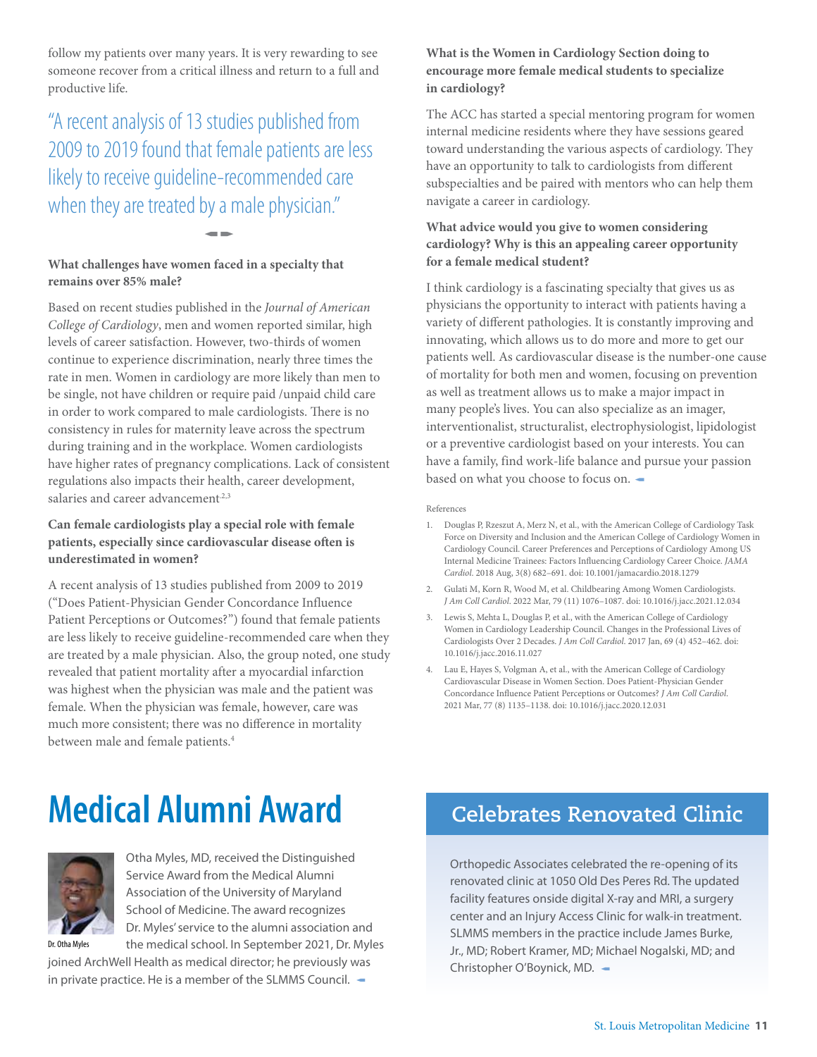follow my patients over many years. It is very rewarding to see someone recover from a critical illness and return to a full and productive life.

> "A recent analysis of 13 studies published from 2009 to 2019 found that female patients are less likely to receive guideline-recommended care when they are treated by a male physician."

**What challenges have women faced in a specialty that remains over 85% male?**

Based on recent studies published in the *Journal of American College of Cardiology*, men and women reported similar, high levels of career satisfaction. However, two-thirds of women continue to experience discrimination, nearly three times the rate in men. Women in cardiology are more likely than men to be single, not have children or require paid /unpaid child care in order to work compared to male cardiologists. There is no consistency in rules for maternity leave across the spectrum during training and in the workplace. Women cardiologists have higher rates of pregnancy complications. Lack of consistent regulations also impacts their health, career development, salaries and career advancement[2,3]

**Can female cardiologists play a special role with female patients, especially since cardiovascular disease often is underestimated in women?**

A recent analysis of 13 studies published from 2009 to 2019 ("Does Patient-Physician Gender Concordance Influence Patient Perceptions or Outcomes?") found that female patients are less likely to receive guideline-recommended care when they are treated by a male physician. Also, the group noted, one study revealed that patient mortality after a myocardial infarction was highest when the physician was male and the patient was female. When the physician was female, however, care was much more consistent; there was no difference in mortality between male and female patients.[4]

**What is the Women in Cardiology Section doing to encourage more female medical students to specialize in cardiology?**

The ACC has started a special mentoring program for women internal medicine residents where they have sessions geared toward understanding the various aspects of cardiology. They have an opportunity to talk to cardiologists from different subspecialties and be paired with mentors who can help them navigate a career in cardiology.

**What advice would you give to women considering cardiology? Why is this an appealing career opportunity for a female medical student?**

I think cardiology is a fascinating specialty that gives us as physicians the opportunity to interact with patients having a variety of different pathologies. It is constantly improving and innovating, which allows us to do more and more to get our patients well. As cardiovascular disease is the number-one cause of mortality for both men and women, focusing on prevention as well as treatment allows us to make a major impact in many people's lives. You can also specialize as an imager, interventionalist, structuralist, electrophysiologist, lipidologist or a preventive cardiologist based on your interests. You can have a family, find work-life balance and pursue your passion based on what you choose to focus on.

References

1. Douglas P, Rzeszut A, Merz N, et al., with the American College of Cardiology Task Force on Diversity and Inclusion and the American College of Cardiology Women in Cardiology Council. Career Preferences and Perceptions of Cardiology Among US Internal Medicine Trainees: Factors Influencing Cardiology Career Choice. *JAMA Cardiol*. 2018 Aug, 3(8) 682–691. doi: 10.1001/jamacardio.2018.1279
2. Gulati M, Korn R, Wood M, et al. Childbearing Among Women Cardiologists. *J Am Coll Cardiol*. 2022 Mar, 79 (11) 1076–1087. doi: 10.1016/j.jacc.2021.12.034
3. Lewis S, Mehta L, Douglas P, et al., with the American College of Cardiology Women in Cardiology Leadership Council. Changes in the Professional Lives of Cardiologists Over 2 Decades. *J Am Coll Cardiol*. 2017 Jan, 69 (4) 452–462. doi: 10.1016/j.jacc.2016.11.027
4. Lau E, Hayes S, Volgman A, et al., with the American College of Cardiology Cardiovascular Disease in Women Section. Does Patient-Physician Gender Concordance Influence Patient Perceptions or Outcomes? *J Am Coll Cardiol*. 2021 Mar, 77 (8) 1135–1138. doi: 10.1016/j.jacc.2020.12.031

# Medical Alumni Award

Dr. Otha Myles

Otha Myles, MD, received the Distinguished Service Award from the Medical Alumni Association of the University of Maryland School of Medicine. The award recognizes Dr. Myles' service to the alumni association and the medical school. In September 2021, Dr. Myles joined ArchWell Health as medical director; he previously was in private practice. He is a member of the SLMMS Council.

## Celebrates Renovated Clinic

Orthopedic Associates celebrated the re-opening of its renovated clinic at 1050 Old Des Peres Rd. The updated facility features onside digital X-ray and MRI, a surgery center and an Injury Access Clinic for walk-in treatment. SLMMS members in the practice include James Burke, Jr., MD; Robert Kramer, MD; Michael Nogalski, MD; and Christopher O'Boynick, MD.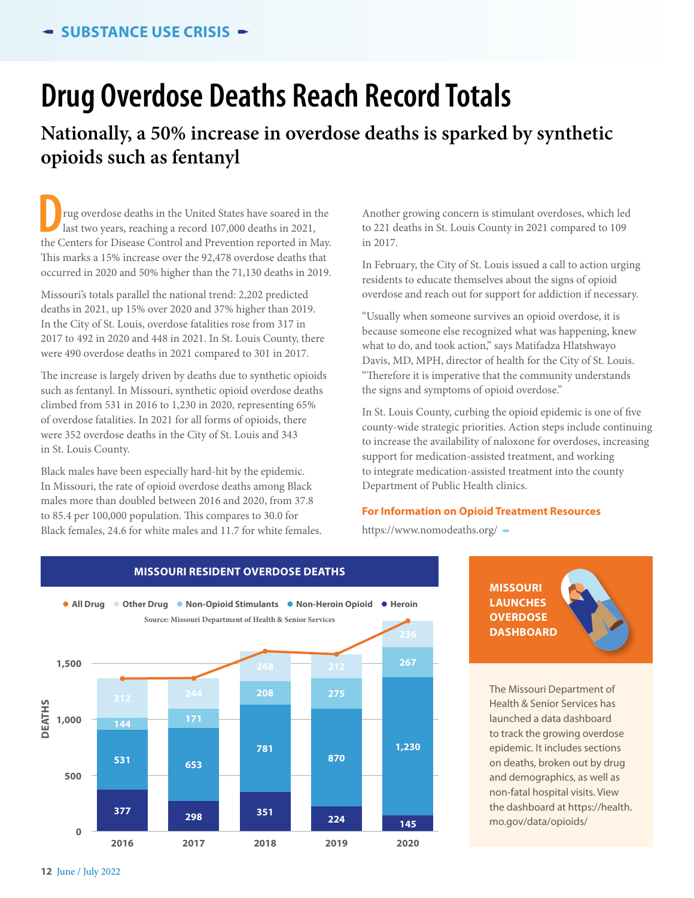SUBSTANCE USE CRISIS

# Drug Overdose Deaths Reach Record Totals

## Nationally, a 50% increase in overdose deaths is sparked by synthetic opioids such as fentanyl

Drug overdose deaths in the United States have soared in the last two years, reaching a record 107,000 deaths in 2021, the Centers for Disease Control and Prevention reported in May. This marks a 15% increase over the 92,478 overdose deaths that occurred in 2020 and 50% higher than the 71,130 deaths in 2019.

Missouri's totals parallel the national trend: 2,202 predicted deaths in 2021, up 15% over 2020 and 37% higher than 2019. In the City of St. Louis, overdose fatalities rose from 317 in 2017 to 492 in 2020 and 448 in 2021. In St. Louis County, there were 490 overdose deaths in 2021 compared to 301 in 2017.

The increase is largely driven by deaths due to synthetic opioids such as fentanyl. In Missouri, synthetic opioid overdose deaths climbed from 531 in 2016 to 1,230 in 2020, representing 65% of overdose fatalities. In 2021 for all forms of opioids, there were 352 overdose deaths in the City of St. Louis and 343 in St. Louis County.

Black males have been especially hard-hit by the epidemic. In Missouri, the rate of opioid overdose deaths among Black males more than doubled between 2016 and 2020, from 37.8 to 85.4 per 100,000 population. This compares to 30.0 for Black females, 24.6 for white males and 11.7 for white females.

Another growing concern is stimulant overdoses, which led to 221 deaths in St. Louis County in 2021 compared to 109 in 2017.

In February, the City of St. Louis issued a call to action urging residents to educate themselves about the signs of opioid overdose and reach out for support for addiction if necessary.

"Usually when someone survives an opioid overdose, it is because someone else recognized what was happening, knew what to do, and took action," says Matifadza Hlatshwayo Davis, MD, MPH, director of health for the City of St. Louis. "Therefore it is imperative that the community understands the signs and symptoms of opioid overdose."

In St. Louis County, curbing the opioid epidemic is one of five county-wide strategic priorities. Action steps include continuing to increase the availability of naloxone for overdoses, increasing support for medication-assisted treatment, and working to integrate medication-assisted treatment into the county Department of Public Health clinics.

**For Information on Opioid Treatment Resources**

https://www.nomodeaths.org/

### MISSOURI RESIDENT OVERDOSE DEATHS

Source: Missouri Department of Health & Senior Services

| Year | Heroin | Non-Heroin Opioid | Non-Opioid Stimulants | Other Drug |
|---|---|---|---|---|
| 2016 | 377 | 531 | 144 | 312 |
| 2017 | 298 | 653 | 171 | 244 |
| 2018 | 351 | 781 | 208 | 268 |
| 2019 | 224 | 870 | 275 | 212 |
| 2020 | 145 | 1,230 | 267 | 236 |

### MISSOURI LAUNCHES OVERDOSE DASHBOARD

The Missouri Department of Health & Senior Services has launched a data dashboard to track the growing overdose epidemic. It includes sections on deaths, broken out by drug and demographics, as well as non-fatal hospital visits. View the dashboard at https://health.mo.gov/data/opioids/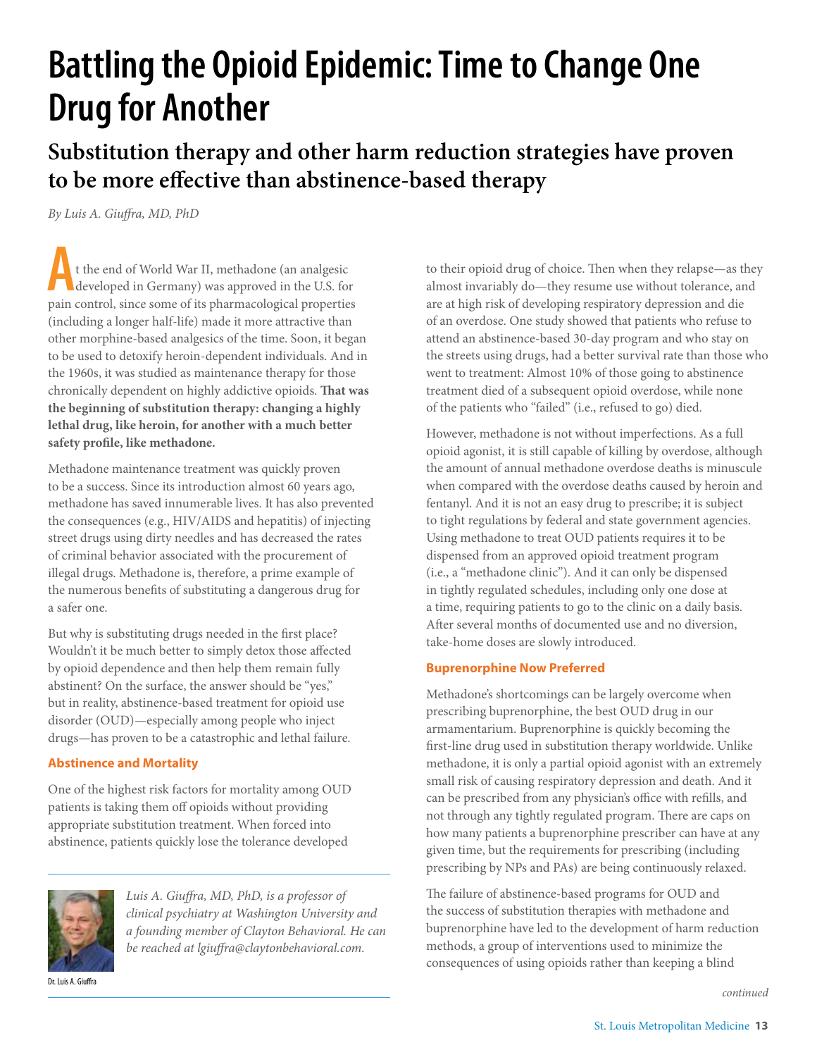# Battling the Opioid Epidemic: Time to Change One Drug for Another

## Substitution therapy and other harm reduction strategies have proven to be more effective than abstinence-based therapy

*By Luis A. Giuffra, MD, PhD*

At the end of World War II, methadone (an analgesic developed in Germany) was approved in the U.S. for pain control, since some of its pharmacological properties (including a longer half-life) made it more attractive than other morphine-based analgesics of the time. Soon, it began to be used to detoxify heroin-dependent individuals. And in the 1960s, it was studied as maintenance therapy for those chronically dependent on highly addictive opioids. **That was the beginning of substitution therapy: changing a highly lethal drug, like heroin, for another with a much better safety profile, like methadone.**

Methadone maintenance treatment was quickly proven to be a success. Since its introduction almost 60 years ago, methadone has saved innumerable lives. It has also prevented the consequences (e.g., HIV/AIDS and hepatitis) of injecting street drugs using dirty needles and has decreased the rates of criminal behavior associated with the procurement of illegal drugs. Methadone is, therefore, a prime example of the numerous benefits of substituting a dangerous drug for a safer one.

But why is substituting drugs needed in the first place? Wouldn't it be much better to simply detox those affected by opioid dependence and then help them remain fully abstinent? On the surface, the answer should be "yes," but in reality, abstinence-based treatment for opioid use disorder (OUD)—especially among people who inject drugs—has proven to be a catastrophic and lethal failure.

### Abstinence and Mortality

One of the highest risk factors for mortality among OUD patients is taking them off opioids without providing appropriate substitution treatment. When forced into abstinence, patients quickly lose the tolerance developed to their opioid drug of choice. Then when they relapse—as they almost invariably do—they resume use without tolerance, and are at high risk of developing respiratory depression and die of an overdose. One study showed that patients who refuse to attend an abstinence-based 30-day program and who stay on the streets using drugs, had a better survival rate than those who went to treatment: Almost 10% of those going to abstinence treatment died of a subsequent opioid overdose, while none of the patients who "failed" (i.e., refused to go) died.

However, methadone is not without imperfections. As a full opioid agonist, it is still capable of killing by overdose, although the amount of annual methadone overdose deaths is minuscule when compared with the overdose deaths caused by heroin and fentanyl. And it is not an easy drug to prescribe; it is subject to tight regulations by federal and state government agencies. Using methadone to treat OUD patients requires it to be dispensed from an approved opioid treatment program (i.e., a "methadone clinic"). And it can only be dispensed in tightly regulated schedules, including only one dose at a time, requiring patients to go to the clinic on a daily basis. After several months of documented use and no diversion, take-home doses are slowly introduced.

### Buprenorphine Now Preferred

Methadone's shortcomings can be largely overcome when prescribing buprenorphine, the best OUD drug in our armamentarium. Buprenorphine is quickly becoming the first-line drug used in substitution therapy worldwide. Unlike methadone, it is only a partial opioid agonist with an extremely small risk of causing respiratory depression and death. And it can be prescribed from any physician's office with refills, and not through any tightly regulated program. There are caps on how many patients a buprenorphine prescriber can have at any given time, but the requirements for prescribing (including prescribing by NPs and PAs) are being continuously relaxed.

The failure of abstinence-based programs for OUD and the success of substitution therapies with methadone and buprenorphine have led to the development of harm reduction methods, a group of interventions used to minimize the consequences of using opioids rather than keeping a blind

*continued*

*Luis A. Giuffra, MD, PhD, is a professor of clinical psychiatry at Washington University and a founding member of Clayton Behavioral. He can be reached at lgiuffra@claytonbehavioral.com.*

Dr. Luis A. Giuffra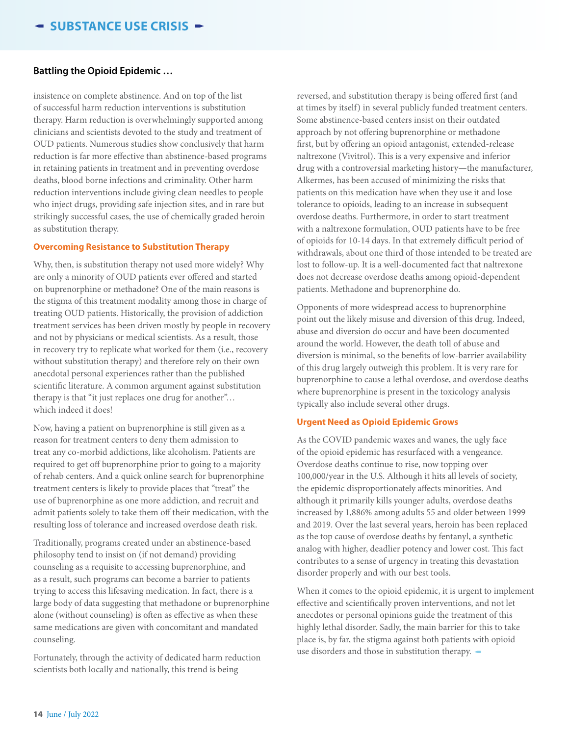insistence on complete abstinence. And on top of the list of successful harm reduction interventions is substitution therapy. Harm reduction is overwhelmingly supported among clinicians and scientists devoted to the study and treatment of OUD patients. Numerous studies show conclusively that harm reduction is far more effective than abstinence-based programs in retaining patients in treatment and in preventing overdose deaths, blood borne infections and criminality. Other harm reduction interventions include giving clean needles to people who inject drugs, providing safe injection sites, and in rare but strikingly successful cases, the use of chemically graded heroin as substitution therapy.

### Overcoming Resistance to Substitution Therapy

Why, then, is substitution therapy not used more widely? Why are only a minority of OUD patients ever offered and started on buprenorphine or methadone? One of the main reasons is the stigma of this treatment modality among those in charge of treating OUD patients. Historically, the provision of addiction treatment services has been driven mostly by people in recovery and not by physicians or medical scientists. As a result, those in recovery try to replicate what worked for them (i.e., recovery without substitution therapy) and therefore rely on their own anecdotal personal experiences rather than the published scientific literature. A common argument against substitution therapy is that "it just replaces one drug for another"… which indeed it does!

Now, having a patient on buprenorphine is still given as a reason for treatment centers to deny them admission to treat any co-morbid addictions, like alcoholism. Patients are required to get off buprenorphine prior to going to a majority of rehab centers. And a quick online search for buprenorphine treatment centers is likely to provide places that "treat" the use of buprenorphine as one more addiction, and recruit and admit patients solely to take them off their medication, with the resulting loss of tolerance and increased overdose death risk.

Traditionally, programs created under an abstinence-based philosophy tend to insist on (if not demand) providing counseling as a requisite to accessing buprenorphine, and as a result, such programs can become a barrier to patients trying to access this lifesaving medication. In fact, there is a large body of data suggesting that methadone or buprenorphine alone (without counseling) is often as effective as when these same medications are given with concomitant and mandated counseling.

Fortunately, through the activity of dedicated harm reduction scientists both locally and nationally, this trend is being reversed, and substitution therapy is being offered first (and at times by itself) in several publicly funded treatment centers. Some abstinence-based centers insist on their outdated approach by not offering buprenorphine or methadone first, but by offering an opioid antagonist, extended-release naltrexone (Vivitrol). This is a very expensive and inferior drug with a controversial marketing history—the manufacturer, Alkermes, has been accused of minimizing the risks that patients on this medication have when they use it and lose tolerance to opioids, leading to an increase in subsequent overdose deaths. Furthermore, in order to start treatment with a naltrexone formulation, OUD patients have to be free of opioids for 10-14 days. In that extremely difficult period of withdrawals, about one third of those intended to be treated are lost to follow-up. It is a well-documented fact that naltrexone does not decrease overdose deaths among opioid-dependent patients. Methadone and buprenorphine do.

Opponents of more widespread access to buprenorphine point out the likely misuse and diversion of this drug. Indeed, abuse and diversion do occur and have been documented around the world. However, the death toll of abuse and diversion is minimal, so the benefits of low-barrier availability of this drug largely outweigh this problem. It is very rare for buprenorphine to cause a lethal overdose, and overdose deaths where buprenorphine is present in the toxicology analysis typically also include several other drugs.

### Urgent Need as Opioid Epidemic Grows

As the COVID pandemic waxes and wanes, the ugly face of the opioid epidemic has resurfaced with a vengeance. Overdose deaths continue to rise, now topping over 100,000/year in the U.S. Although it hits all levels of society, the epidemic disproportionately affects minorities. And although it primarily kills younger adults, overdose deaths increased by 1,886% among adults 55 and older between 1999 and 2019. Over the last several years, heroin has been replaced as the top cause of overdose deaths by fentanyl, a synthetic analog with higher, deadlier potency and lower cost. This fact contributes to a sense of urgency in treating this devastation disorder properly and with our best tools.

When it comes to the opioid epidemic, it is urgent to implement effective and scientifically proven interventions, and not let anecdotes or personal opinions guide the treatment of this highly lethal disorder. Sadly, the main barrier for this to take place is, by far, the stigma against both patients with opioid use disorders and those in substitution therapy.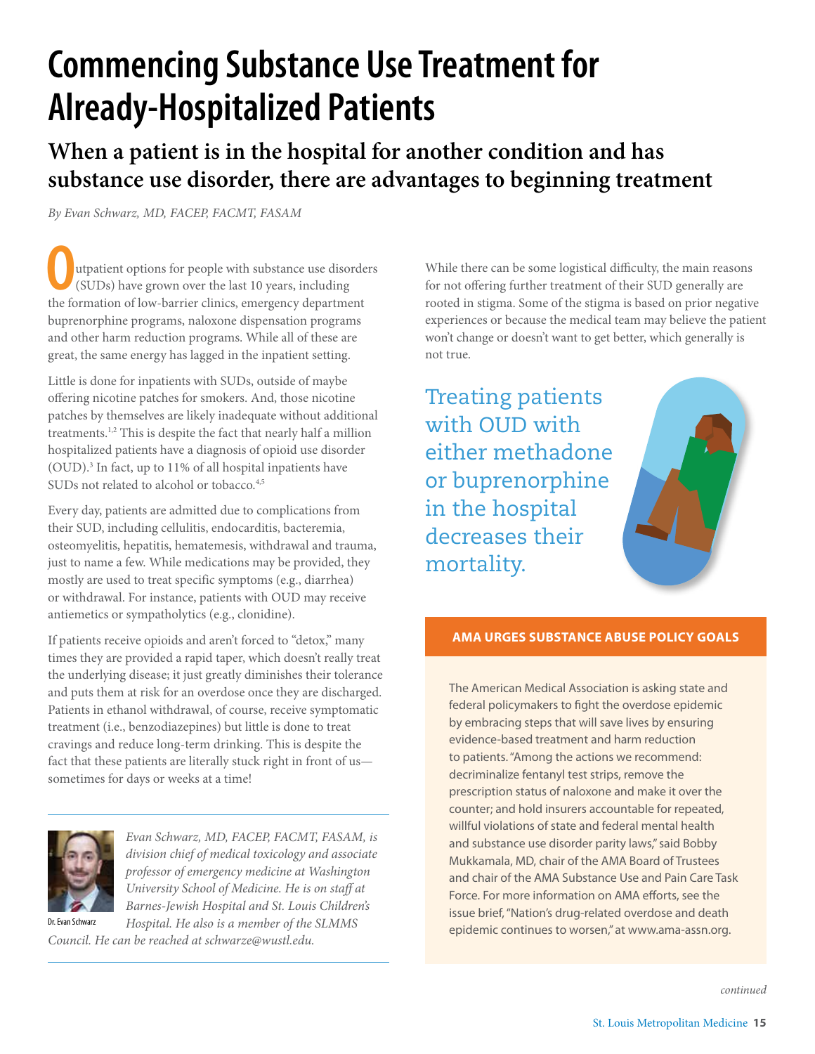# Commencing Substance Use Treatment for Already-Hospitalized Patients

## When a patient is in the hospital for another condition and has substance use disorder, there are advantages to beginning treatment

*By Evan Schwarz, MD, FACEP, FACMT, FASAM*

Outpatient options for people with substance use disorders (SUDs) have grown over the last 10 years, including the formation of low-barrier clinics, emergency department buprenorphine programs, naloxone dispensation programs and other harm reduction programs. While all of these are great, the same energy has lagged in the inpatient setting.

Little is done for inpatients with SUDs, outside of maybe offering nicotine patches for smokers. And, those nicotine patches by themselves are likely inadequate without additional treatments.[1,2] This is despite the fact that nearly half a million hospitalized patients have a diagnosis of opioid use disorder (OUD).[3] In fact, up to 11% of all hospital inpatients have SUDs not related to alcohol or tobacco.[4,5]

Every day, patients are admitted due to complications from their SUD, including cellulitis, endocarditis, bacteremia, osteomyelitis, hepatitis, hematemesis, withdrawal and trauma, just to name a few. While medications may be provided, they mostly are used to treat specific symptoms (e.g., diarrhea) or withdrawal. For instance, patients with OUD may receive antiemetics or sympatholytics (e.g., clonidine).

If patients receive opioids and aren't forced to "detox," many times they are provided a rapid taper, which doesn't really treat the underlying disease; it just greatly diminishes their tolerance and puts them at risk for an overdose once they are discharged. Patients in ethanol withdrawal, of course, receive symptomatic treatment (i.e., benzodiazepines) but little is done to treat cravings and reduce long-term drinking. This is despite the fact that these patients are literally stuck right in front of us—sometimes for days or weeks at a time!

*Evan Schwarz, MD, FACEP, FACMT, FASAM, is division chief of medical toxicology and associate professor of emergency medicine at Washington University School of Medicine. He is on staff at Barnes-Jewish Hospital and St. Louis Children's Hospital. He also is a member of the SLMMS Council. He can be reached at schwarze@wustl.edu.*

Dr. Evan Schwarz

While there can be some logistical difficulty, the main reasons for not offering further treatment of their SUD generally are rooted in stigma. Some of the stigma is based on prior negative experiences or because the medical team may believe the patient won't change or doesn't want to get better, which generally is not true.

> Treating patients with OUD with either methadone or buprenorphine in the hospital decreases their mortality.

### AMA URGES SUBSTANCE ABUSE POLICY GOALS

The American Medical Association is asking state and federal policymakers to fight the overdose epidemic by embracing steps that will save lives by ensuring evidence-based treatment and harm reduction to patients. "Among the actions we recommend: decriminalize fentanyl test strips, remove the prescription status of naloxone and make it over the counter; and hold insurers accountable for repeated, willful violations of state and federal mental health and substance use disorder parity laws," said Bobby Mukkamala, MD, chair of the AMA Board of Trustees and chair of the AMA Substance Use and Pain Care Task Force. For more information on AMA efforts, see the issue brief, "Nation's drug-related overdose and death epidemic continues to worsen," at www.ama-assn.org.

*continued*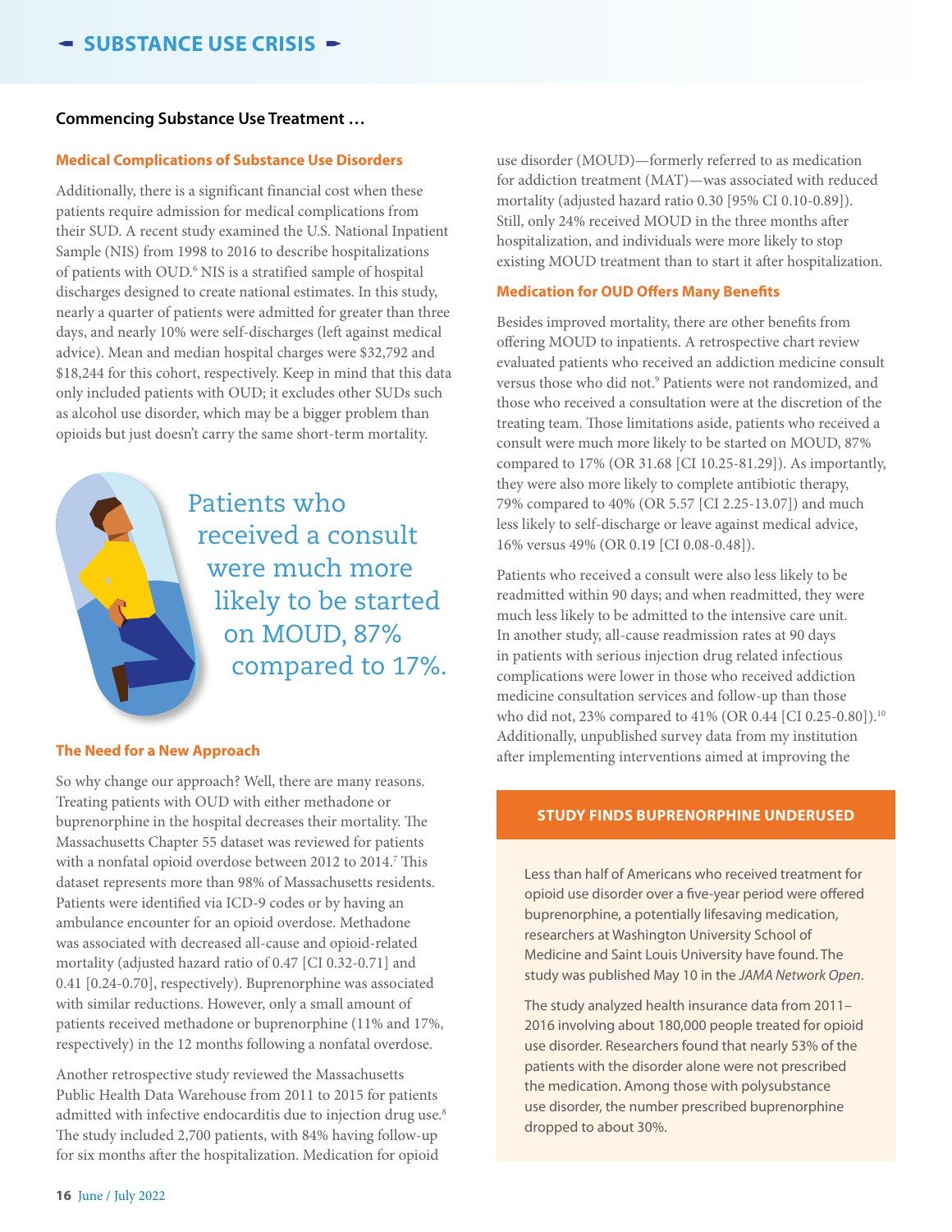## Commencing Substance Use Treatment …

### Medical Complications of Substance Use Disorders

Additionally, there is a significant financial cost when these patients require admission for medical complications from their SUD. A recent study examined the U.S. National Inpatient Sample (NIS) from 1998 to 2016 to describe hospitalizations of patients with OUD.[6] NIS is a stratified sample of hospital discharges designed to create national estimates. In this study, nearly a quarter of patients were admitted for greater than three days, and nearly 10% were self-discharges (left against medical advice). Mean and median hospital charges were $32,792 and $18,244 for this cohort, respectively. Keep in mind that this data only included patients with OUD; it excludes other SUDs such as alcohol use disorder, which may be a bigger problem than opioids but just doesn't carry the same short-term mortality.

> Patients who received a consult were much more likely to be started on MOUD, 87% compared to 17%.

### The Need for a New Approach

So why change our approach? Well, there are many reasons. Treating patients with OUD with either methadone or buprenorphine in the hospital decreases their mortality. The Massachusetts Chapter 55 dataset was reviewed for patients with a nonfatal opioid overdose between 2012 to 2014.[7] This dataset represents more than 98% of Massachusetts residents. Patients were identified via ICD-9 codes or by having an ambulance encounter for an opioid overdose. Methadone was associated with decreased all-cause and opioid-related mortality (adjusted hazard ratio of 0.47 [CI 0.32-0.71] and 0.41 [0.24-0.70], respectively). Buprenorphine was associated with similar reductions. However, only a small amount of patients received methadone or buprenorphine (11% and 17%, respectively) in the 12 months following a nonfatal overdose.

Another retrospective study reviewed the Massachusetts Public Health Data Warehouse from 2011 to 2015 for patients admitted with infective endocarditis due to injection drug use.[8] The study included 2,700 patients, with 84% having follow-up for six months after the hospitalization. Medication for opioid use disorder (MOUD)—formerly referred to as medication for addiction treatment (MAT)—was associated with reduced mortality (adjusted hazard ratio 0.30 [95% CI 0.10-0.89]). Still, only 24% received MOUD in the three months after hospitalization, and individuals were more likely to stop existing MOUD treatment than to start it after hospitalization.

### Medication for OUD Offers Many Benefits

Besides improved mortality, there are other benefits from offering MOUD to inpatients. A retrospective chart review evaluated patients who received an addiction medicine consult versus those who did not.[9] Patients were not randomized, and those who received a consultation were at the discretion of the treating team. Those limitations aside, patients who received a consult were much more likely to be started on MOUD, 87% compared to 17% (OR 31.68 [CI 10.25-81.29]). As importantly, they were also more likely to complete antibiotic therapy, 79% compared to 40% (OR 5.57 [CI 2.25-13.07]) and much less likely to self-discharge or leave against medical advice, 16% versus 49% (OR 0.19 [CI 0.08-0.48]).

Patients who received a consult were also less likely to be readmitted within 90 days; and when readmitted, they were much less likely to be admitted to the intensive care unit. In another study, all-cause readmission rates at 90 days in patients with serious injection drug related infectious complications were lower in those who received addiction medicine consultation services and follow-up than those who did not, 23% compared to 41% (OR 0.44 [CI 0.25-0.80]).[10] Additionally, unpublished survey data from my institution after implementing interventions aimed at improving the

#### STUDY FINDS BUPRENORPHINE UNDERUSED

Less than half of Americans who received treatment for opioid use disorder over a five-year period were offered buprenorphine, a potentially lifesaving medication, researchers at Washington University School of Medicine and Saint Louis University have found. The study was published May 10 in the *JAMA Network Open*.

The study analyzed health insurance data from 2011–2016 involving about 180,000 people treated for opioid use disorder. Researchers found that nearly 53% of the patients with the disorder alone were not prescribed the medication. Among those with polysubstance use disorder, the number prescribed buprenorphine dropped to about 30%.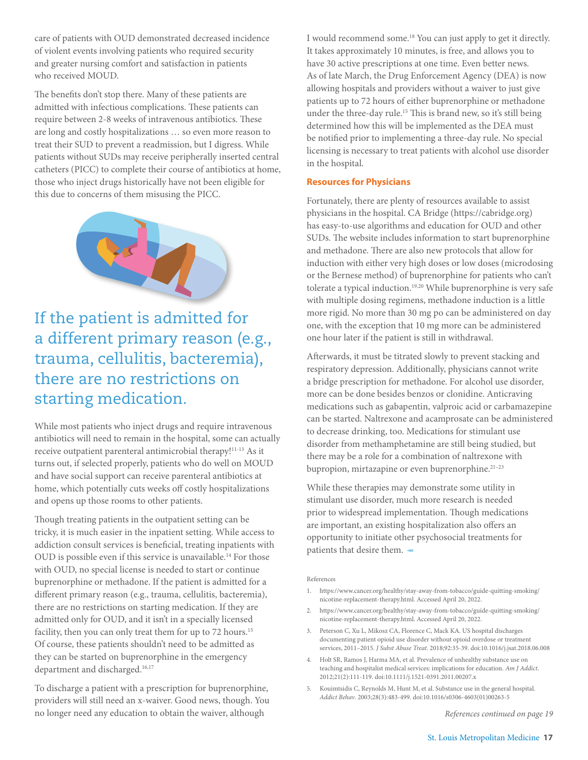care of patients with OUD demonstrated decreased incidence of violent events involving patients who required security and greater nursing comfort and satisfaction in patients who received MOUD.

The benefits don't stop there. Many of these patients are admitted with infectious complications. These patients can require between 2-8 weeks of intravenous antibiotics. These are long and costly hospitalizations … so even more reason to treat their SUD to prevent a readmission, but I digress. While patients without SUDs may receive peripherally inserted central catheters (PICC) to complete their course of antibiotics at home, those who inject drugs historically have not been eligible for this due to concerns of them misusing the PICC.

> If the patient is admitted for a different primary reason (e.g., trauma, cellulitis, bacteremia), there are no restrictions on starting medication.

While most patients who inject drugs and require intravenous antibiotics will need to remain in the hospital, some can actually receive outpatient parenteral antimicrobial therapy![11-13] As it turns out, if selected properly, patients who do well on MOUD and have social support can receive parenteral antibiotics at home, which potentially cuts weeks off costly hospitalizations and opens up those rooms to other patients.

Though treating patients in the outpatient setting can be tricky, it is much easier in the inpatient setting. While access to addiction consult services is beneficial, treating inpatients with OUD is possible even if this service is unavailable.[14] For those with OUD, no special license is needed to start or continue buprenorphine or methadone. If the patient is admitted for a different primary reason (e.g., trauma, cellulitis, bacteremia), there are no restrictions on starting medication. If they are admitted only for OUD, and it isn't in a specially licensed facility, then you can only treat them for up to 72 hours.[15] Of course, these patients shouldn't need to be admitted as they can be started on buprenorphine in the emergency department and discharged.[16,17]

To discharge a patient with a prescription for buprenorphine, providers will still need an x-waiver. Good news, though. You no longer need any education to obtain the waiver, although I would recommend some.[18] You can just apply to get it directly. It takes approximately 10 minutes, is free, and allows you to have 30 active prescriptions at one time. Even better news. As of late March, the Drug Enforcement Agency (DEA) is now allowing hospitals and providers without a waiver to just give patients up to 72 hours of either buprenorphine or methadone under the three-day rule.[15] This is brand new, so it's still being determined how this will be implemented as the DEA must be notified prior to implementing a three-day rule. No special licensing is necessary to treat patients with alcohol use disorder in the hospital.

## Resources for Physicians

Fortunately, there are plenty of resources available to assist physicians in the hospital. CA Bridge (https://cabridge.org) has easy-to-use algorithms and education for OUD and other SUDs. The website includes information to start buprenorphine and methadone. There are also new protocols that allow for induction with either very high doses or low doses (microdosing or the Bernese method) of buprenorphine for patients who can't tolerate a typical induction.[19,20] While buprenorphine is very safe with multiple dosing regimens, methadone induction is a little more rigid. No more than 30 mg po can be administered on day one, with the exception that 10 mg more can be administered one hour later if the patient is still in withdrawal.

Afterwards, it must be titrated slowly to prevent stacking and respiratory depression. Additionally, physicians cannot write a bridge prescription for methadone. For alcohol use disorder, more can be done besides benzos or clonidine. Anticraving medications such as gabapentin, valproic acid or carbamazepine can be started. Naltrexone and acamprosate can be administered to decrease drinking, too. Medications for stimulant use disorder from methamphetamine are still being studied, but there may be a role for a combination of naltrexone with bupropion, mirtazapine or even buprenorphine.[21–23]

While these therapies may demonstrate some utility in stimulant use disorder, much more research is needed prior to widespread implementation. Though medications are important, an existing hospitalization also offers an opportunity to initiate other psychosocial treatments for patients that desire them.

References

1. https://www.cancer.org/healthy/stay-away-from-tobacco/guide-quitting-smoking/nicotine-replacement-therapy.html. Accessed April 20, 2022.
2. https://www.cancer.org/healthy/stay-away-from-tobacco/guide-quitting-smoking/nicotine-replacement-therapy.html. Accessed April 20, 2022.
3. Peterson C, Xu L, Mikosz CA, Florence C, Mack KA. US hospital discharges documenting patient opioid use disorder without opioid overdose or treatment services, 2011–2015. *J Subst Abuse Treat*. 2018;92:35-39. doi:10.1016/j.jsat.2018.06.008
4. Holt SR, Ramos J, Harma MA, et al. Prevalence of unhealthy substance use on teaching and hospitalist medical services: implications for education. *Am J Addict*. 2012;21(2):111-119. doi:10.1111/j.1521-0391.2011.00207.x
5. Kouimtsidis C, Reynolds M, Hunt M, et al. Substance use in the general hospital. *Addict Behav*. 2003;28(3):483-499. doi:10.1016/s0306-4603(01)00263-5

*References continued on page 19*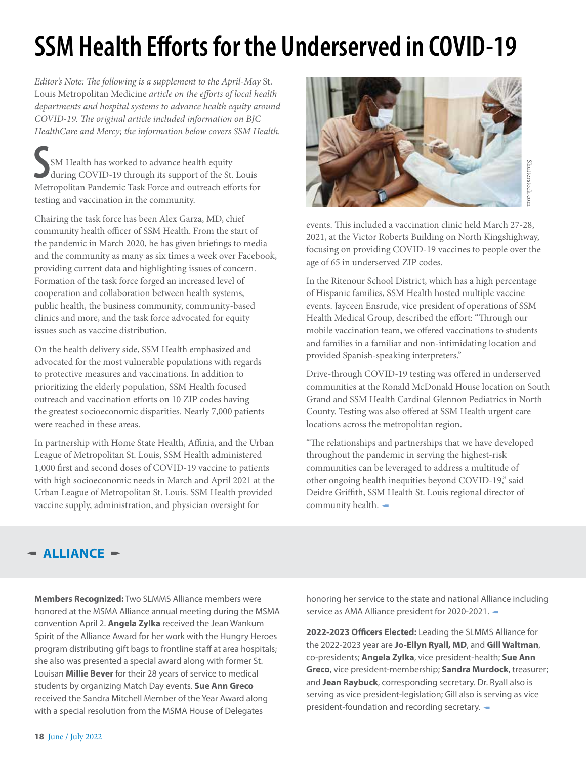# SSM Health Efforts for the Underserved in COVID-19

*Editor's Note: The following is a supplement to the April-May* St. Louis Metropolitan Medicine *article on the efforts of local health departments and hospital systems to advance health equity around COVID-19. The original article included information on BJC HealthCare and Mercy; the information below covers SSM Health.*

SSM Health has worked to advance health equity during COVID-19 through its support of the St. Louis Metropolitan Pandemic Task Force and outreach efforts for testing and vaccination in the community.

Chairing the task force has been Alex Garza, MD, chief community health officer of SSM Health. From the start of the pandemic in March 2020, he has given briefings to media and the community as many as six times a week over Facebook, providing current data and highlighting issues of concern. Formation of the task force forged an increased level of cooperation and collaboration between health systems, public health, the business community, community-based clinics and more, and the task force advocated for equity issues such as vaccine distribution.

On the health delivery side, SSM Health emphasized and advocated for the most vulnerable populations with regards to protective measures and vaccinations. In addition to prioritizing the elderly population, SSM Health focused outreach and vaccination efforts on 10 ZIP codes having the greatest socioeconomic disparities. Nearly 7,000 patients were reached in these areas.

In partnership with Home State Health, Affinia, and the Urban League of Metropolitan St. Louis, SSM Health administered 1,000 first and second doses of COVID-19 vaccine to patients with high socioeconomic needs in March and April 2021 at the Urban League of Metropolitan St. Louis. SSM Health provided vaccine supply, administration, and physician oversight for events. This included a vaccination clinic held March 27-28, 2021, at the Victor Roberts Building on North Kingshighway, focusing on providing COVID-19 vaccines to people over the age of 65 in underserved ZIP codes.

Shutterstock.com

In the Ritenour School District, which has a high percentage of Hispanic families, SSM Health hosted multiple vaccine events. Jayceen Ensrude, vice president of operations of SSM Health Medical Group, described the effort: "Through our mobile vaccination team, we offered vaccinations to students and families in a familiar and non-intimidating location and provided Spanish-speaking interpreters."

Drive-through COVID-19 testing was offered in underserved communities at the Ronald McDonald House location on South Grand and SSM Health Cardinal Glennon Pediatrics in North County. Testing was also offered at SSM Health urgent care locations across the metropolitan region.

"The relationships and partnerships that we have developed throughout the pandemic in serving the highest-risk communities can be leveraged to address a multitude of other ongoing health inequities beyond COVID-19," said Deidre Griffith, SSM Health St. Louis regional director of community health.

## ALLIANCE

**Members Recognized:** Two SLMMS Alliance members were honored at the MSMA Alliance annual meeting during the MSMA convention April 2. **Angela Zylka** received the Jean Wankum Spirit of the Alliance Award for her work with the Hungry Heroes program distributing gift bags to frontline staff at area hospitals; she also was presented a special award along with former St. Louisan **Millie Bever** for their 28 years of service to medical students by organizing Match Day events. **Sue Ann Greco** received the Sandra Mitchell Member of the Year Award along with a special resolution from the MSMA House of Delegates honoring her service to the state and national Alliance including service as AMA Alliance president for 2020-2021.

**2022-2023 Officers Elected:** Leading the SLMMS Alliance for the 2022-2023 year are **Jo-Ellyn Ryall, MD**, and **Gill Waltman**, co-presidents; **Angela Zylka**, vice president-health; **Sue Ann Greco**, vice president-membership; **Sandra Murdock**, treasurer; and **Jean Raybuck**, corresponding secretary. Dr. Ryall also is serving as vice president-legislation; Gill also is serving as vice president-foundation and recording secretary.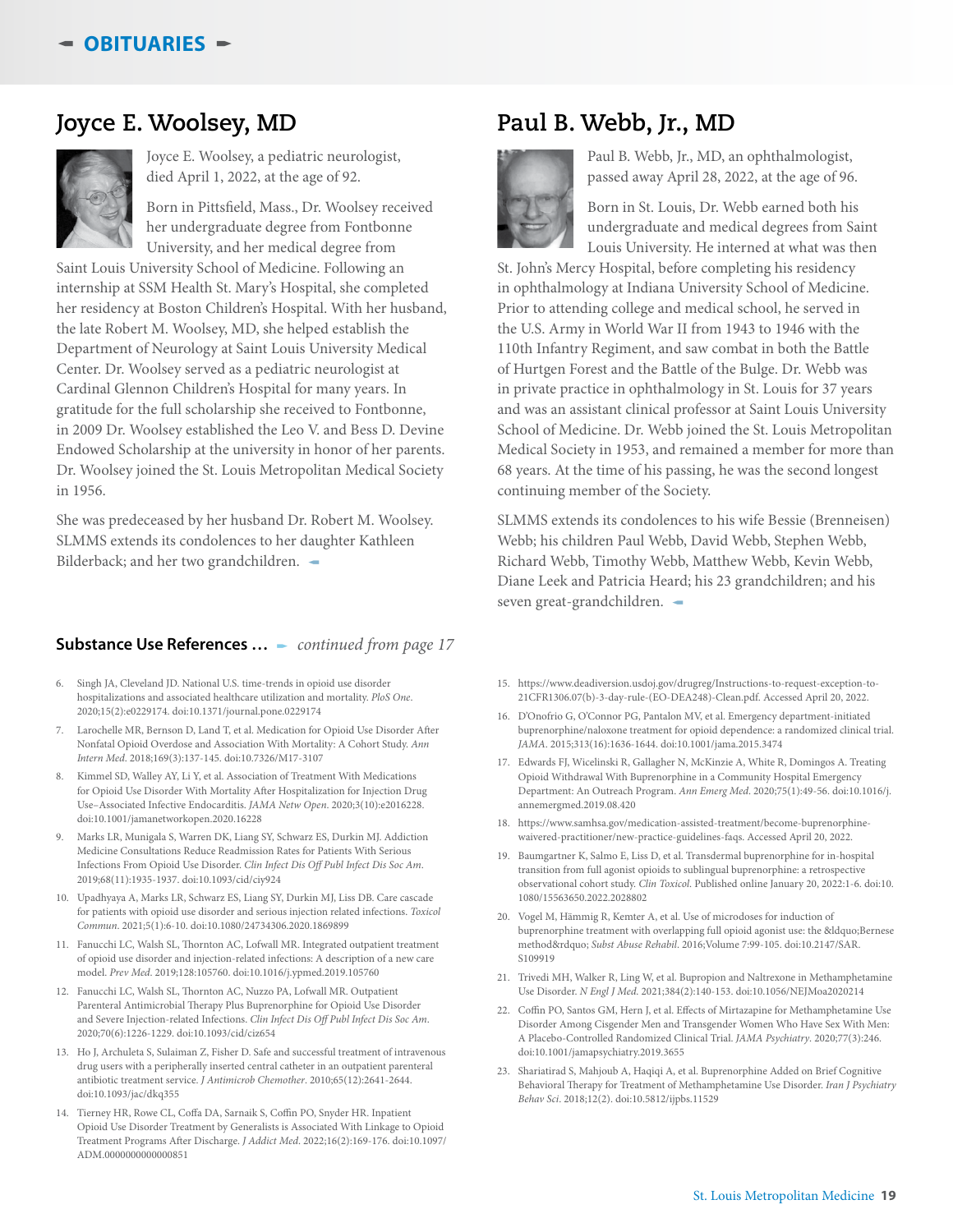# OBITUARIES

## Joyce E. Woolsey, MD

Joyce E. Woolsey, a pediatric neurologist, died April 1, 2022, at the age of 92.

Born in Pittsfield, Mass., Dr. Woolsey received her undergraduate degree from Fontbonne University, and her medical degree from Saint Louis University School of Medicine. Following an internship at SSM Health St. Mary's Hospital, she completed her residency at Boston Children's Hospital. With her husband, the late Robert M. Woolsey, MD, she helped establish the Department of Neurology at Saint Louis University Medical Center. Dr. Woolsey served as a pediatric neurologist at Cardinal Glennon Children's Hospital for many years. In gratitude for the full scholarship she received to Fontbonne, in 2009 Dr. Woolsey established the Leo V. and Bess D. Devine Endowed Scholarship at the university in honor of her parents. Dr. Woolsey joined the St. Louis Metropolitan Medical Society in 1956.

She was predeceased by her husband Dr. Robert M. Woolsey. SLMMS extends its condolences to her daughter Kathleen Bilderback; and her two grandchildren.

## Paul B. Webb, Jr., MD

Paul B. Webb, Jr., MD, an ophthalmologist, passed away April 28, 2022, at the age of 96.

Born in St. Louis, Dr. Webb earned both his undergraduate and medical degrees from Saint Louis University. He interned at what was then St. John's Mercy Hospital, before completing his residency in ophthalmology at Indiana University School of Medicine. Prior to attending college and medical school, he served in the U.S. Army in World War II from 1943 to 1946 with the 110th Infantry Regiment, and saw combat in both the Battle of Hurtgen Forest and the Battle of the Bulge. Dr. Webb was in private practice in ophthalmology in St. Louis for 37 years and was an assistant clinical professor at Saint Louis University School of Medicine. Dr. Webb joined the St. Louis Metropolitan Medical Society in 1953, and remained a member for more than 68 years. At the time of his passing, he was the second longest continuing member of the Society.

SLMMS extends its condolences to his wife Bessie (Brenneisen) Webb; his children Paul Webb, David Webb, Stephen Webb, Richard Webb, Timothy Webb, Matthew Webb, Kevin Webb, Diane Leek and Patricia Heard; his 23 grandchildren; and his seven great-grandchildren.

## Substance Use References … *continued from page 17*

6. Singh JA, Cleveland JD. National U.S. time-trends in opioid use disorder hospitalizations and associated healthcare utilization and mortality. *PloS One*. 2020;15(2):e0229174. doi:10.1371/journal.pone.0229174
7. Larochelle MR, Bernson D, Land T, et al. Medication for Opioid Use Disorder After Nonfatal Opioid Overdose and Association With Mortality: A Cohort Study. *Ann Intern Med*. 2018;169(3):137-145. doi:10.7326/M17-3107
8. Kimmel SD, Walley AY, Li Y, et al. Association of Treatment With Medications for Opioid Use Disorder With Mortality After Hospitalization for Injection Drug Use–Associated Infective Endocarditis. *JAMA Netw Open*. 2020;3(10):e2016228. doi:10.1001/jamanetworkopen.2020.16228
9. Marks LR, Munigala S, Warren DK, Liang SY, Schwarz ES, Durkin MJ. Addiction Medicine Consultations Reduce Readmission Rates for Patients With Serious Infections From Opioid Use Disorder. *Clin Infect Dis Off Publ Infect Dis Soc Am*. 2019;68(11):1935-1937. doi:10.1093/cid/ciy924
10. Upadhyaya A, Marks LR, Schwarz ES, Liang SY, Durkin MJ, Liss DB. Care cascade for patients with opioid use disorder and serious injection related infections. *Toxicol Commun*. 2021;5(1):6-10. doi:10.1080/24734306.2020.1869899
11. Fanucchi LC, Walsh SL, Thornton AC, Lofwall MR. Integrated outpatient treatment of opioid use disorder and injection-related infections: A description of a new care model. *Prev Med*. 2019;128:105760. doi:10.1016/j.ypmed.2019.105760
12. Fanucchi LC, Walsh SL, Thornton AC, Nuzzo PA, Lofwall MR. Outpatient Parenteral Antimicrobial Therapy Plus Buprenorphine for Opioid Use Disorder and Severe Injection-related Infections. *Clin Infect Dis Off Publ Infect Dis Soc Am*. 2020;70(6):1226-1229. doi:10.1093/cid/ciz654
13. Ho J, Archuleta S, Sulaiman Z, Fisher D. Safe and successful treatment of intravenous drug users with a peripherally inserted central catheter in an outpatient parenteral antibiotic treatment service. *J Antimicrob Chemother*. 2010;65(12):2641-2644. doi:10.1093/jac/dkq355
14. Tierney HR, Rowe CL, Coffa DA, Sarnaik S, Coffin PO, Snyder HR. Inpatient Opioid Use Disorder Treatment by Generalists is Associated With Linkage to Opioid Treatment Programs After Discharge. *J Addict Med*. 2022;16(2):169-176. doi:10.1097/ADM.0000000000000851
15. https://www.deadiversion.usdoj.gov/drugreg/Instructions-to-request-exception-to-21CFR1306.07(b)-3-day-rule-(EO-DEA248)-Clean.pdf. Accessed April 20, 2022.
16. D'Onofrio G, O'Connor PG, Pantalon MV, et al. Emergency department-initiated buprenorphine/naloxone treatment for opioid dependence: a randomized clinical trial. *JAMA*. 2015;313(16):1636-1644. doi:10.1001/jama.2015.3474
17. Edwards FJ, Wicelinski R, Gallagher N, McKinzie A, White R, Domingos A. Treating Opioid Withdrawal With Buprenorphine in a Community Hospital Emergency Department: An Outreach Program. *Ann Emerg Med*. 2020;75(1):49-56. doi:10.1016/j.annemergmed.2019.08.420
18. https://www.samhsa.gov/medication-assisted-treatment/become-buprenorphine-waivered-practitioner/new-practice-guidelines-faqs. Accessed April 20, 2022.
19. Baumgartner K, Salmo E, Liss D, et al. Transdermal buprenorphine for in-hospital transition from full agonist opioids to sublingual buprenorphine: a retrospective observational cohort study. *Clin Toxicol*. Published online January 20, 2022:1-6. doi:10.1080/15563650.2022.2028802
20. Vogel M, Hämmig R, Kemter A, et al. Use of microdoses for induction of buprenorphine treatment with overlapping full opioid agonist use: the &ldquo;Bernese method&rdquo; *Subst Abuse Rehabil*. 2016;Volume 7:99-105. doi:10.2147/SAR.S109919
21. Trivedi MH, Walker R, Ling W, et al. Bupropion and Naltrexone in Methamphetamine Use Disorder. *N Engl J Med*. 2021;384(2):140-153. doi:10.1056/NEJMoa2020214
22. Coffin PO, Santos GM, Hern J, et al. Effects of Mirtazapine for Methamphetamine Use Disorder Among Cisgender Men and Transgender Women Who Have Sex With Men: A Placebo-Controlled Randomized Clinical Trial. *JAMA Psychiatry*. 2020;77(3):246. doi:10.1001/jamapsychiatry.2019.3655
23. Shariatirad S, Mahjoub A, Haqiqi A, et al. Buprenorphine Added on Brief Cognitive Behavioral Therapy for Treatment of Methamphetamine Use Disorder. *Iran J Psychiatry Behav Sci*. 2018;12(2). doi:10.5812/ijpbs.11529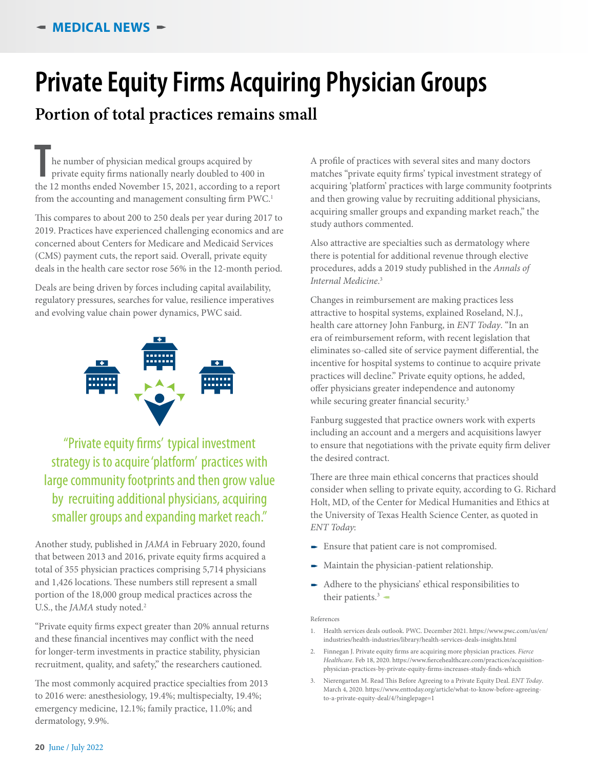MEDICAL NEWS

# Private Equity Firms Acquiring Physician Groups

## Portion of total practices remains small

The number of physician medical groups acquired by private equity firms nationally nearly doubled to 400 in the 12 months ended November 15, 2021, according to a report from the accounting and management consulting firm PWC.[1]

This compares to about 200 to 250 deals per year during 2017 to 2019. Practices have experienced challenging economics and are concerned about Centers for Medicare and Medicaid Services (CMS) payment cuts, the report said. Overall, private equity deals in the health care sector rose 56% in the 12-month period.

Deals are being driven by forces including capital availability, regulatory pressures, searches for value, resilience imperatives and evolving value chain power dynamics, PWC said.

> "Private equity firms' typical investment strategy is to acquire 'platform' practices with large community footprints and then grow value by recruiting additional physicians, acquiring smaller groups and expanding market reach."

Another study, published in *JAMA* in February 2020, found that between 2013 and 2016, private equity firms acquired a total of 355 physician practices comprising 5,714 physicians and 1,426 locations. These numbers still represent a small portion of the 18,000 group medical practices across the U.S., the *JAMA* study noted.[2]

"Private equity firms expect greater than 20% annual returns and these financial incentives may conflict with the need for longer-term investments in practice stability, physician recruitment, quality, and safety," the researchers cautioned.

The most commonly acquired practice specialties from 2013 to 2016 were: anesthesiology, 19.4%; multispecialty, 19.4%; emergency medicine, 12.1%; family practice, 11.0%; and dermatology, 9.9%.

A profile of practices with several sites and many doctors matches "private equity firms' typical investment strategy of acquiring 'platform' practices with large community footprints and then growing value by recruiting additional physicians, acquiring smaller groups and expanding market reach," the study authors commented.

Also attractive are specialties such as dermatology where there is potential for additional revenue through elective procedures, adds a 2019 study published in the *Annals of Internal Medicine*.[3]

Changes in reimbursement are making practices less attractive to hospital systems, explained Roseland, N.J., health care attorney John Fanburg, in *ENT Today*. "In an era of reimbursement reform, with recent legislation that eliminates so-called site of service payment differential, the incentive for hospital systems to continue to acquire private practices will decline." Private equity options, he added, offer physicians greater independence and autonomy while securing greater financial security.[3]

Fanburg suggested that practice owners work with experts including an account and a mergers and acquisitions lawyer to ensure that negotiations with the private equity firm deliver the desired contract.

There are three main ethical concerns that practices should consider when selling to private equity, according to G. Richard Holt, MD, of the Center for Medical Humanities and Ethics at the University of Texas Health Science Center, as quoted in *ENT Today*:

- Ensure that patient care is not compromised.
- Maintain the physician-patient relationship.
- Adhere to the physicians' ethical responsibilities to their patients.[3]

References

1. Health services deals outlook. PWC. December 2021. https://www.pwc.com/us/en/industries/health-industries/library/health-services-deals-insights.html
2. Finnegan J. Private equity firms are acquiring more physician practices. *Fierce Healthcare*. Feb 18, 2020. https://www.fiercehealthcare.com/practices/acquisition-physician-practices-by-private-equity-firms-increases-study-finds-which
3. Nierengarten M. Read This Before Agreeing to a Private Equity Deal. *ENT Today*. March 4, 2020. https://www.enttoday.org/article/what-to-know-before-agreeing-to-a-private-equity-deal/4/?singlepage=1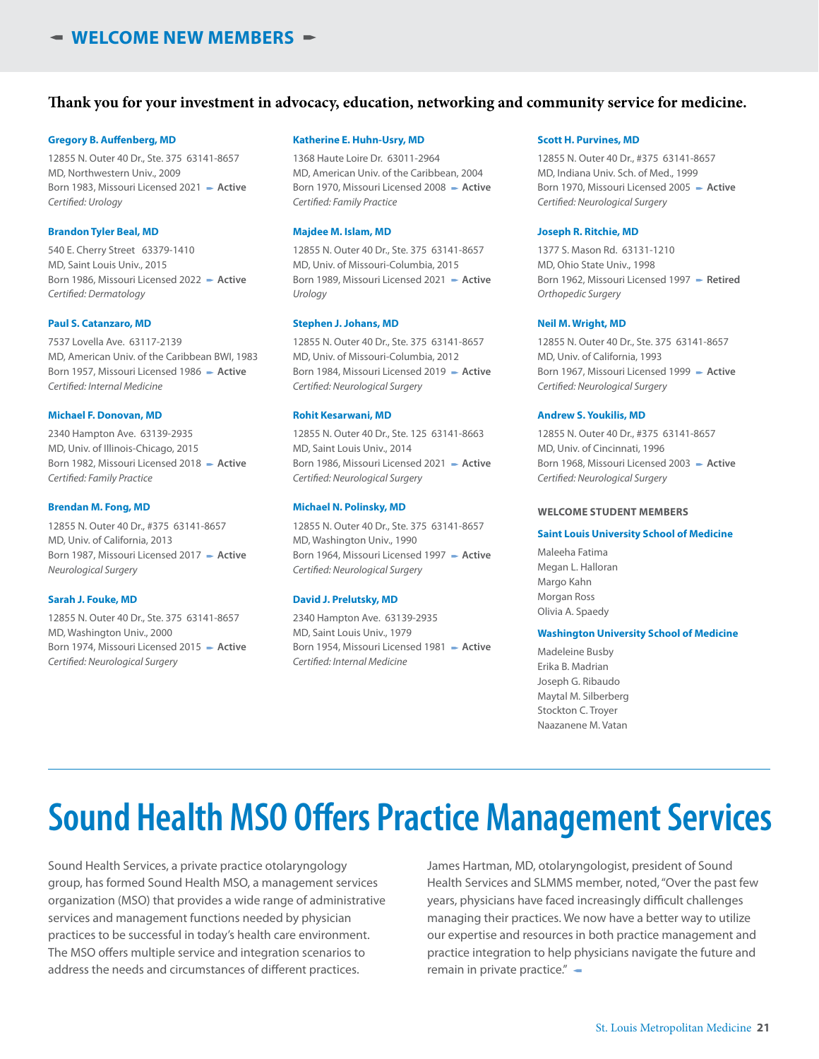## WELCOME NEW MEMBERS

**Thank you for your investment in advocacy, education, networking and community service for medicine.**

**Gregory B. Auffenberg, MD**
12855 N. Outer 40 Dr., Ste. 375 63141-8657
MD, Northwestern Univ., 2009
Born 1983, Missouri Licensed 2021 **Active**
*Certified: Urology*

**Brandon Tyler Beal, MD**
540 E. Cherry Street 63379-1410
MD, Saint Louis Univ., 2015
Born 1986, Missouri Licensed 2022 **Active**
*Certified: Dermatology*

**Paul S. Catanzaro, MD**
7537 Lovella Ave. 63117-2139
MD, American Univ. of the Caribbean BWI, 1983
Born 1957, Missouri Licensed 1986 **Active**
*Certified: Internal Medicine*

**Michael F. Donovan, MD**
2340 Hampton Ave. 63139-2935
MD, Univ. of Illinois-Chicago, 2015
Born 1982, Missouri Licensed 2018 **Active**
*Certified: Family Practice*

**Brendan M. Fong, MD**
12855 N. Outer 40 Dr., #375 63141-8657
MD, Univ. of California, 2013
Born 1987, Missouri Licensed 2017 **Active**
*Neurological Surgery*

**Sarah J. Fouke, MD**
12855 N. Outer 40 Dr., Ste. 375 63141-8657
MD, Washington Univ., 2000
Born 1974, Missouri Licensed 2015 **Active**
*Certified: Neurological Surgery*

**Katherine E. Huhn-Usry, MD**
1368 Haute Loire Dr. 63011-2964
MD, American Univ. of the Caribbean, 2004
Born 1970, Missouri Licensed 2008 **Active**
*Certified: Family Practice*

**Majdee M. Islam, MD**
12855 N. Outer 40 Dr., Ste. 375 63141-8657
MD, Univ. of Missouri-Columbia, 2015
Born 1989, Missouri Licensed 2021 **Active**
*Urology*

**Stephen J. Johans, MD**
12855 N. Outer 40 Dr., Ste. 375 63141-8657
MD, Univ. of Missouri-Columbia, 2012
Born 1984, Missouri Licensed 2019 **Active**
*Certified: Neurological Surgery*

**Rohit Kesarwani, MD**
12855 N. Outer 40 Dr., Ste. 125 63141-8663
MD, Saint Louis Univ., 2014
Born 1986, Missouri Licensed 2021 **Active**
*Certified: Neurological Surgery*

**Michael N. Polinsky, MD**
12855 N. Outer 40 Dr., Ste. 375 63141-8657
MD, Washington Univ., 1990
Born 1964, Missouri Licensed 1997 **Active**
*Certified: Neurological Surgery*

**David J. Prelutsky, MD**
2340 Hampton Ave. 63139-2935
MD, Saint Louis Univ., 1979
Born 1954, Missouri Licensed 1981 **Active**
*Certified: Internal Medicine*

**Scott H. Purvines, MD**
12855 N. Outer 40 Dr., #375 63141-8657
MD, Indiana Univ. Sch. of Med., 1999
Born 1970, Missouri Licensed 2005 **Active**
*Certified: Neurological Surgery*

**Joseph R. Ritchie, MD**
1377 S. Mason Rd. 63131-1210
MD, Ohio State Univ., 1998
Born 1962, Missouri Licensed 1997 **Retired**
*Orthopedic Surgery*

**Neil M. Wright, MD**
12855 N. Outer 40 Dr., Ste. 375 63141-8657
MD, Univ. of California, 1993
Born 1967, Missouri Licensed 1999 **Active**
*Certified: Neurological Surgery*

**Andrew S. Youkilis, MD**
12855 N. Outer 40 Dr., #375 63141-8657
MD, Univ. of Cincinnati, 1996
Born 1968, Missouri Licensed 2003 **Active**
*Certified: Neurological Surgery*

### WELCOME STUDENT MEMBERS

**Saint Louis University School of Medicine**
Maleeha Fatima
Megan L. Halloran
Margo Kahn
Morgan Ross
Olivia A. Spaedy

**Washington University School of Medicine**
Madeleine Busby
Erika B. Madrian
Joseph G. Ribaudo
Maytal M. Silberberg
Stockton C. Troyer
Naazanene M. Vatan

# Sound Health MSO Offers Practice Management Services

Sound Health Services, a private practice otolaryngology group, has formed Sound Health MSO, a management services organization (MSO) that provides a wide range of administrative services and management functions needed by physician practices to be successful in today's health care environment. The MSO offers multiple service and integration scenarios to address the needs and circumstances of different practices.

James Hartman, MD, otolaryngologist, president of Sound Health Services and SLMMS member, noted, "Over the past few years, physicians have faced increasingly difficult challenges managing their practices. We now have a better way to utilize our expertise and resources in both practice management and practice integration to help physicians navigate the future and remain in private practice."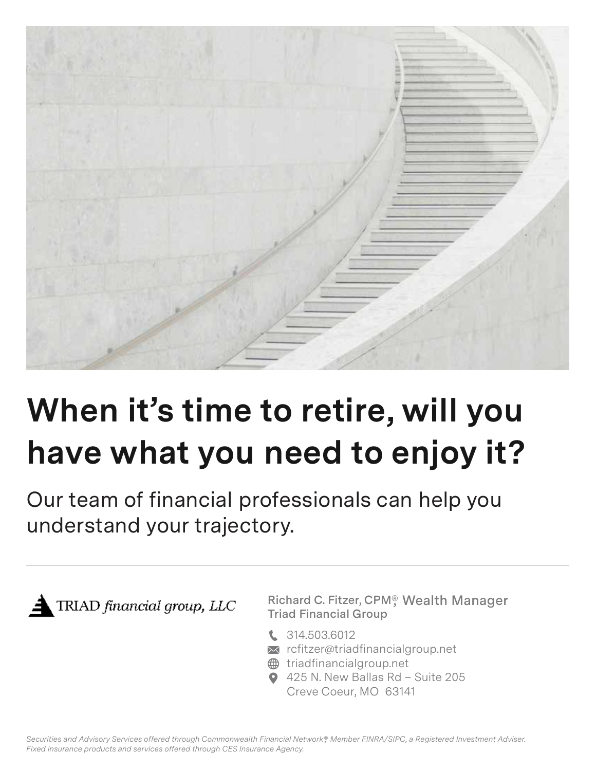# When it's time to retire, will you have what you need to enjoy it?

Our team of financial professionals can help you understand your trajectory.

---

TRIAD *financial group, LLC*

Richard C. Fitzer, CPM®, Wealth Manager
Triad Financial Group

314.503.6012
rcfitzer@triadfinancialgroup.net
triadfinancialgroup.net
425 N. New Ballas Rd – Suite 205
Creve Coeur, MO 63141

*Securities and Advisory Services offered through Commonwealth Financial Network®, Member FINRA/SIPC, a Registered Investment Adviser. Fixed insurance products and services offered through CES Insurance Agency.*